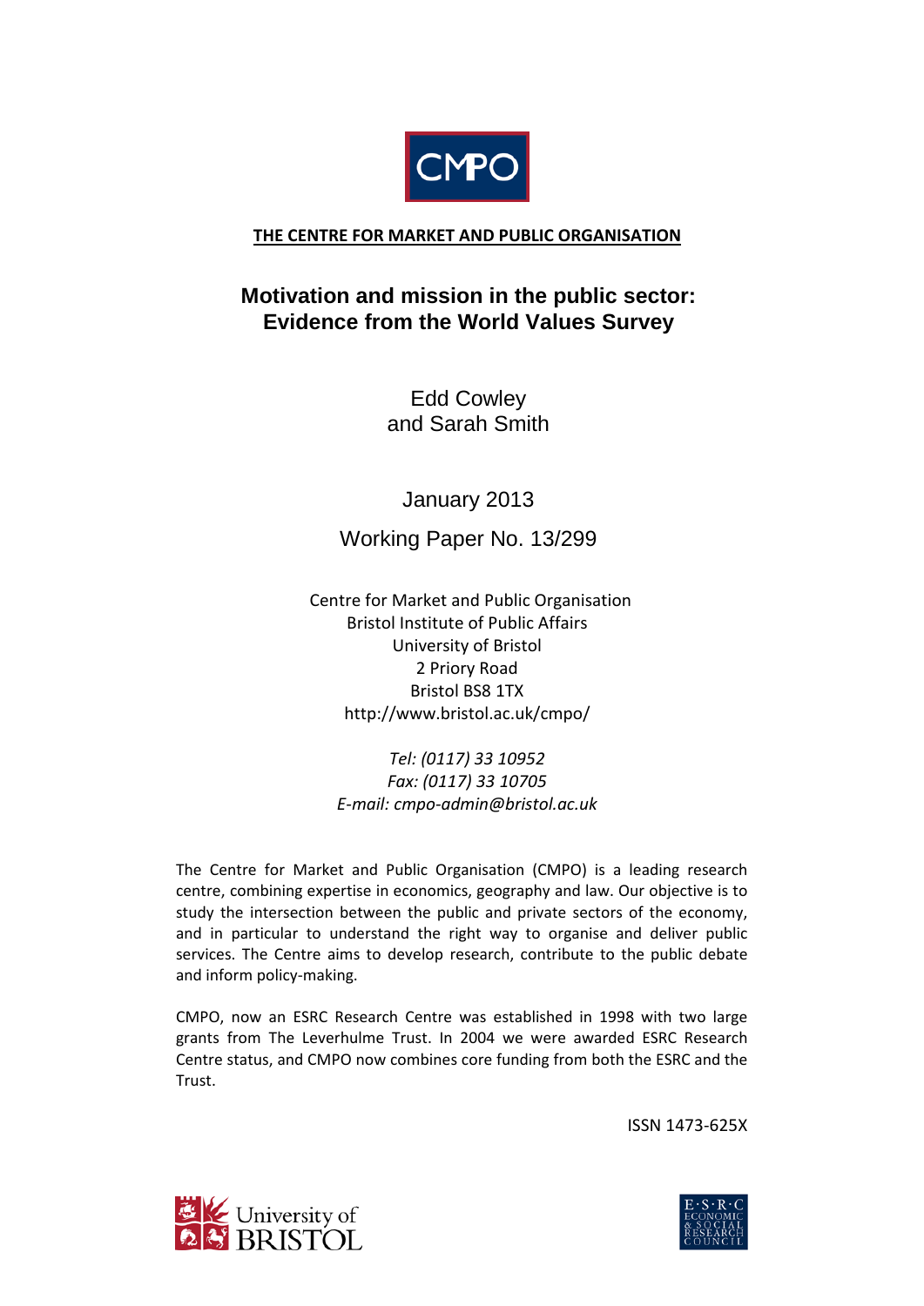CMPO

**THE CENTRE FOR MARKET AND PUBLIC ORGANISATION**

# Motivation and mission in the public sector: Evidence from the World Values Survey

Edd Cowley
and Sarah Smith

January 2013

Working Paper No. 13/299

Centre for Market and Public Organisation
Bristol Institute of Public Affairs
University of Bristol
2 Priory Road
Bristol BS8 1TX
http://www.bristol.ac.uk/cmpo/

*Tel: (0117) 33 10952*
*Fax: (0117) 33 10705*
*E-mail: cmpo-admin@bristol.ac.uk*

The Centre for Market and Public Organisation (CMPO) is a leading research centre, combining expertise in economics, geography and law. Our objective is to study the intersection between the public and private sectors of the economy, and in particular to understand the right way to organise and deliver public services. The Centre aims to develop research, contribute to the public debate and inform policy-making.

CMPO, now an ESRC Research Centre was established in 1998 with two large grants from The Leverhulme Trust. In 2004 we were awarded ESRC Research Centre status, and CMPO now combines core funding from both the ESRC and the Trust.

ISSN 1473-625X

University of Bristol

E·S·R·C ECONOMIC & SOCIAL RESEARCH COUNCIL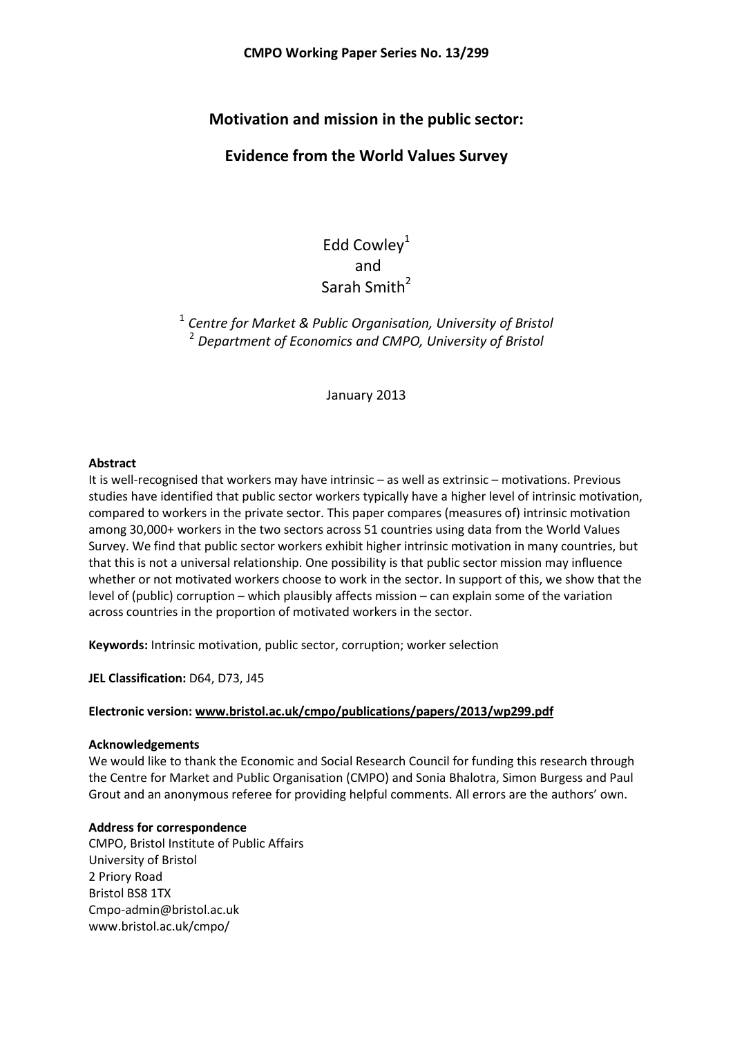**CMPO Working Paper Series No. 13/299**

# Motivation and mission in the public sector:

## Evidence from the World Values Survey

Edd Cowley[1]
and
Sarah Smith[2]

[1] *Centre for Market & Public Organisation, University of Bristol*
[2] *Department of Economics and CMPO, University of Bristol*

January 2013

**Abstract**

It is well-recognised that workers may have intrinsic – as well as extrinsic – motivations. Previous studies have identified that public sector workers typically have a higher level of intrinsic motivation, compared to workers in the private sector. This paper compares (measures of) intrinsic motivation among 30,000+ workers in the two sectors across 51 countries using data from the World Values Survey. We find that public sector workers exhibit higher intrinsic motivation in many countries, but that this is not a universal relationship. One possibility is that public sector mission may influence whether or not motivated workers choose to work in the sector. In support of this, we show that the level of (public) corruption – which plausibly affects mission – can explain some of the variation across countries in the proportion of motivated workers in the sector.

**Keywords:** Intrinsic motivation, public sector, corruption; worker selection

**JEL Classification:** D64, D73, J45

**Electronic version: www.bristol.ac.uk/cmpo/publications/papers/2013/wp299.pdf**

**Acknowledgements**

We would like to thank the Economic and Social Research Council for funding this research through the Centre for Market and Public Organisation (CMPO) and Sonia Bhalotra, Simon Burgess and Paul Grout and an anonymous referee for providing helpful comments. All errors are the authors' own.

**Address for correspondence**

CMPO, Bristol Institute of Public Affairs
University of Bristol
2 Priory Road
Bristol BS8 1TX
Cmpo-admin@bristol.ac.uk
www.bristol.ac.uk/cmpo/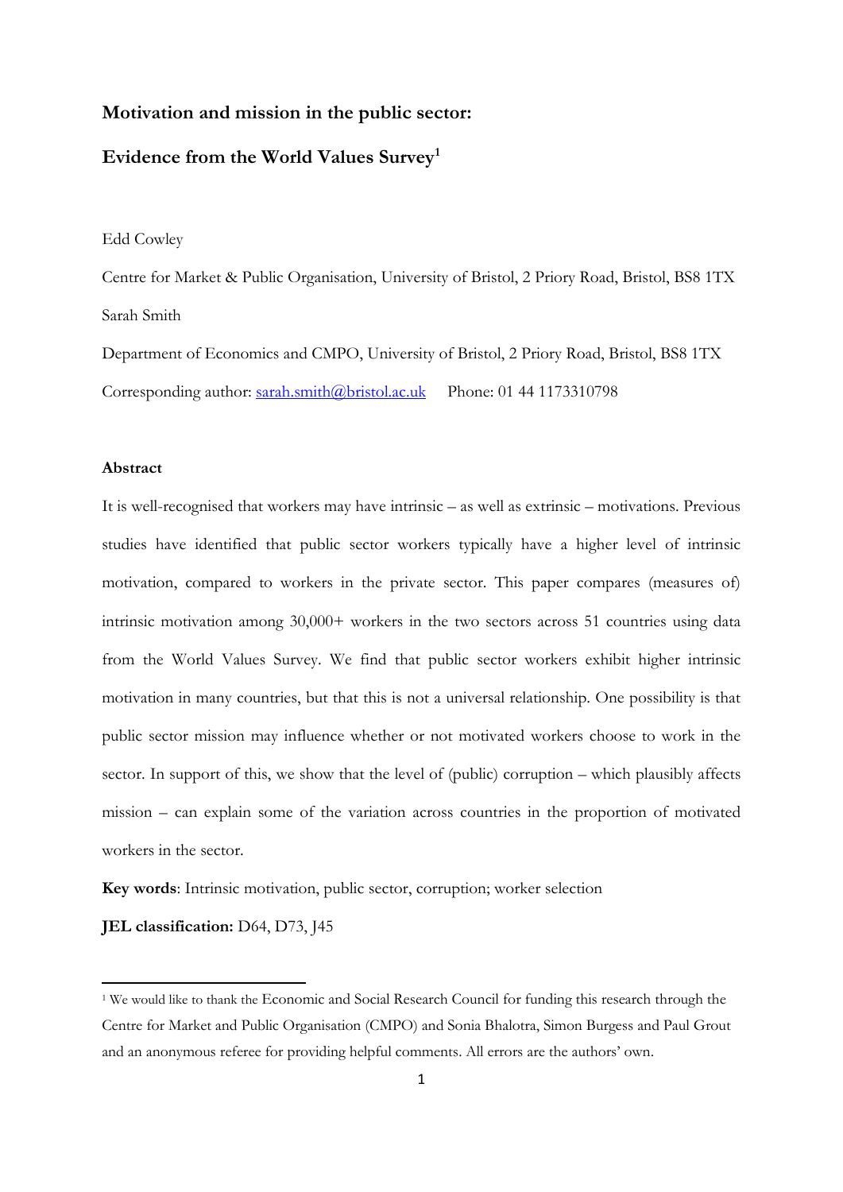# Motivation and mission in the public sector:

# Evidence from the World Values Survey[1]

Edd Cowley

Centre for Market & Public Organisation, University of Bristol, 2 Priory Road, Bristol, BS8 1TX

Sarah Smith

Department of Economics and CMPO, University of Bristol, 2 Priory Road, Bristol, BS8 1TX

Corresponding author: sarah.smith@bristol.ac.uk  Phone: 01 44 1173310798

**Abstract**

It is well-recognised that workers may have intrinsic – as well as extrinsic – motivations. Previous studies have identified that public sector workers typically have a higher level of intrinsic motivation, compared to workers in the private sector. This paper compares (measures of) intrinsic motivation among 30,000+ workers in the two sectors across 51 countries using data from the World Values Survey. We find that public sector workers exhibit higher intrinsic motivation in many countries, but that this is not a universal relationship. One possibility is that public sector mission may influence whether or not motivated workers choose to work in the sector. In support of this, we show that the level of (public) corruption – which plausibly affects mission – can explain some of the variation across countries in the proportion of motivated workers in the sector.

**Key words**: Intrinsic motivation, public sector, corruption; worker selection

**JEL classification:** D64, D73, J45

[1] We would like to thank the Economic and Social Research Council for funding this research through the Centre for Market and Public Organisation (CMPO) and Sonia Bhalotra, Simon Burgess and Paul Grout and an anonymous referee for providing helpful comments. All errors are the authors' own.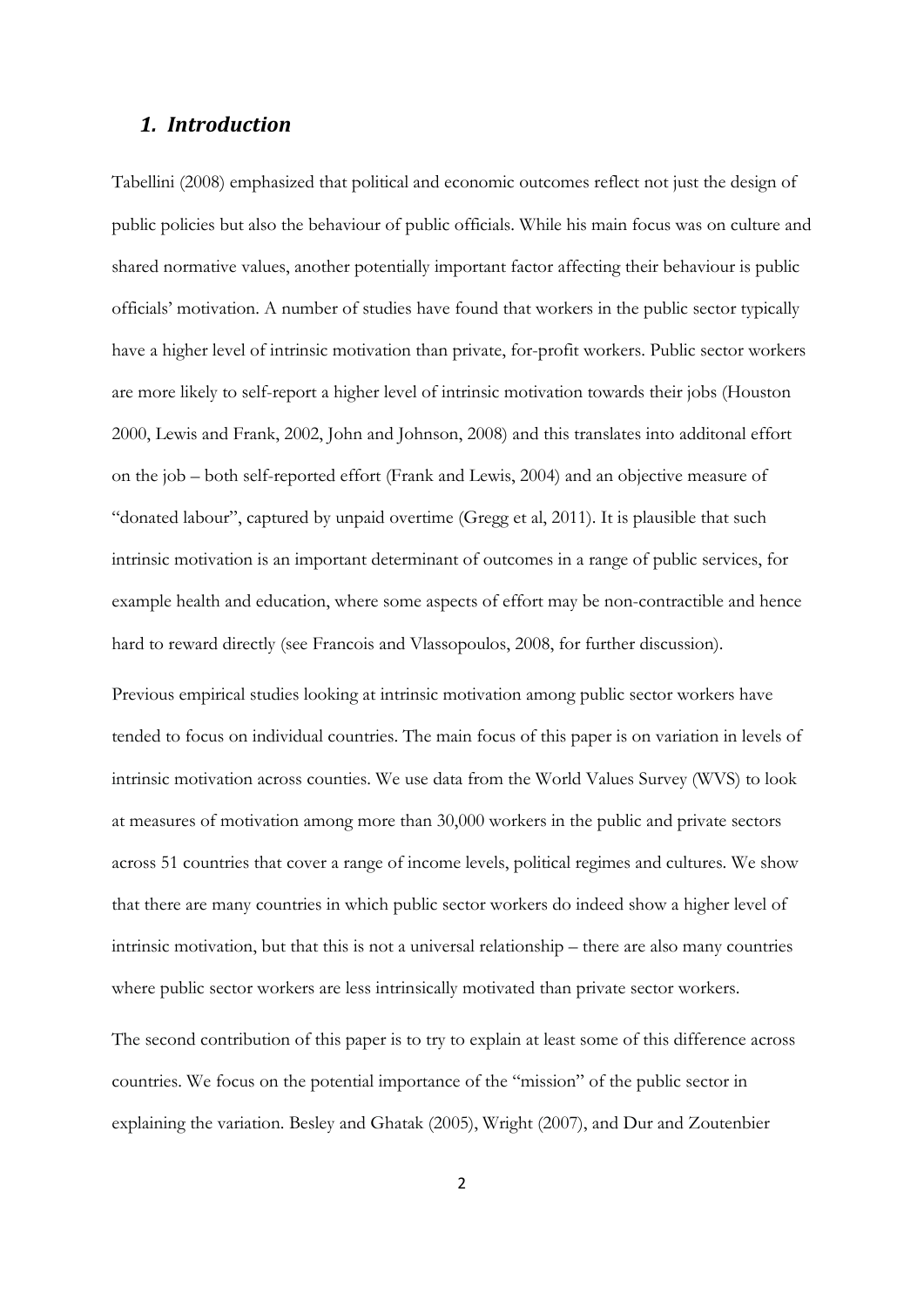## *1. Introduction*

Tabellini (2008) emphasized that political and economic outcomes reflect not just the design of public policies but also the behaviour of public officials. While his main focus was on culture and shared normative values, another potentially important factor affecting their behaviour is public officials' motivation. A number of studies have found that workers in the public sector typically have a higher level of intrinsic motivation than private, for-profit workers. Public sector workers are more likely to self-report a higher level of intrinsic motivation towards their jobs (Houston 2000, Lewis and Frank, 2002, John and Johnson, 2008) and this translates into additonal effort on the job – both self-reported effort (Frank and Lewis, 2004) and an objective measure of "donated labour", captured by unpaid overtime (Gregg et al, 2011). It is plausible that such intrinsic motivation is an important determinant of outcomes in a range of public services, for example health and education, where some aspects of effort may be non-contractible and hence hard to reward directly (see Francois and Vlassopoulos, 2008, for further discussion).

Previous empirical studies looking at intrinsic motivation among public sector workers have tended to focus on individual countries. The main focus of this paper is on variation in levels of intrinsic motivation across counties. We use data from the World Values Survey (WVS) to look at measures of motivation among more than 30,000 workers in the public and private sectors across 51 countries that cover a range of income levels, political regimes and cultures. We show that there are many countries in which public sector workers do indeed show a higher level of intrinsic motivation, but that this is not a universal relationship – there are also many countries where public sector workers are less intrinsically motivated than private sector workers.

The second contribution of this paper is to try to explain at least some of this difference across countries. We focus on the potential importance of the "mission" of the public sector in explaining the variation. Besley and Ghatak (2005), Wright (2007), and Dur and Zoutenbier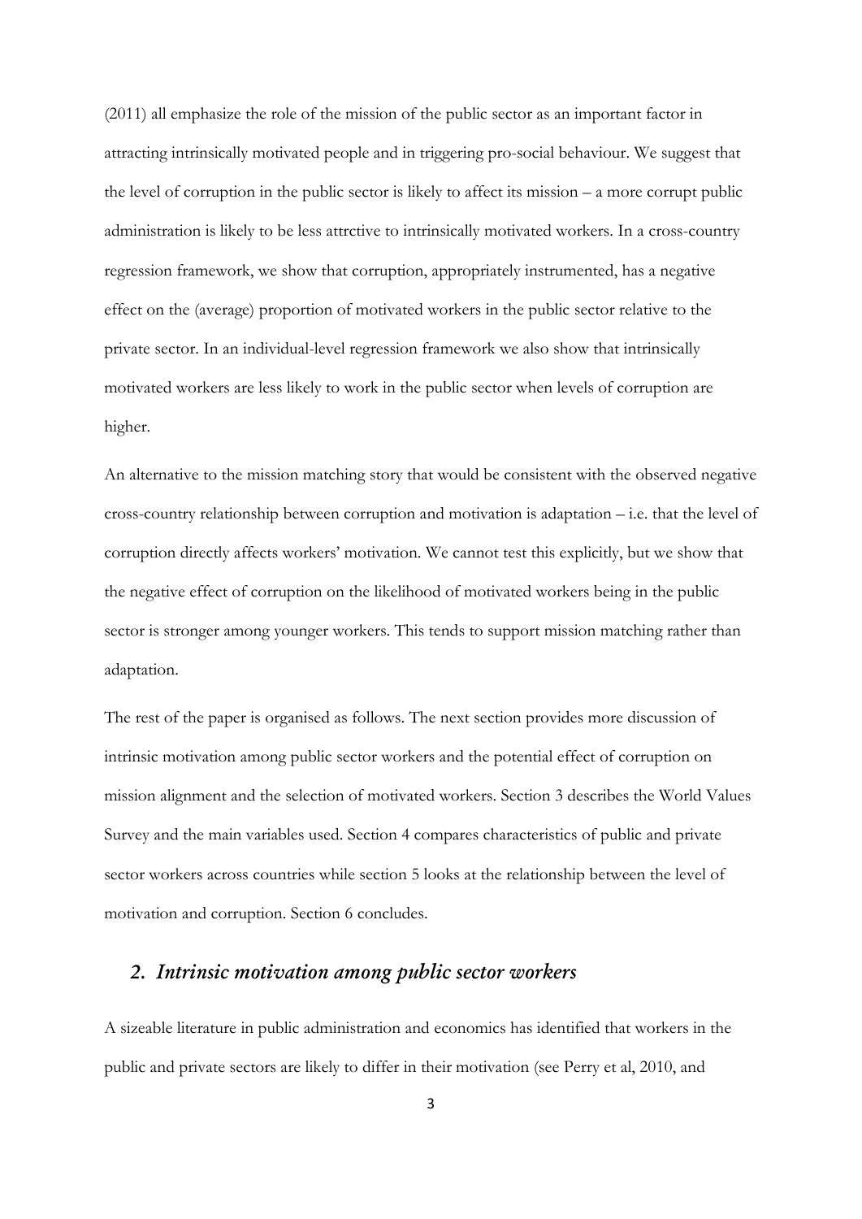(2011) all emphasize the role of the mission of the public sector as an important factor in attracting intrinsically motivated people and in triggering pro-social behaviour. We suggest that the level of corruption in the public sector is likely to affect its mission – a more corrupt public administration is likely to be less attrctive to intrinsically motivated workers. In a cross-country regression framework, we show that corruption, appropriately instrumented, has a negative effect on the (average) proportion of motivated workers in the public sector relative to the private sector. In an individual-level regression framework we also show that intrinsically motivated workers are less likely to work in the public sector when levels of corruption are higher.

An alternative to the mission matching story that would be consistent with the observed negative cross-country relationship between corruption and motivation is adaptation – i.e. that the level of corruption directly affects workers' motivation. We cannot test this explicitly, but we show that the negative effect of corruption on the likelihood of motivated workers being in the public sector is stronger among younger workers. This tends to support mission matching rather than adaptation.

The rest of the paper is organised as follows. The next section provides more discussion of intrinsic motivation among public sector workers and the potential effect of corruption on mission alignment and the selection of motivated workers. Section 3 describes the World Values Survey and the main variables used. Section 4 compares characteristics of public and private sector workers across countries while section 5 looks at the relationship between the level of motivation and corruption. Section 6 concludes.

## 2. *Intrinsic motivation among public sector workers*

A sizeable literature in public administration and economics has identified that workers in the public and private sectors are likely to differ in their motivation (see Perry et al, 2010, and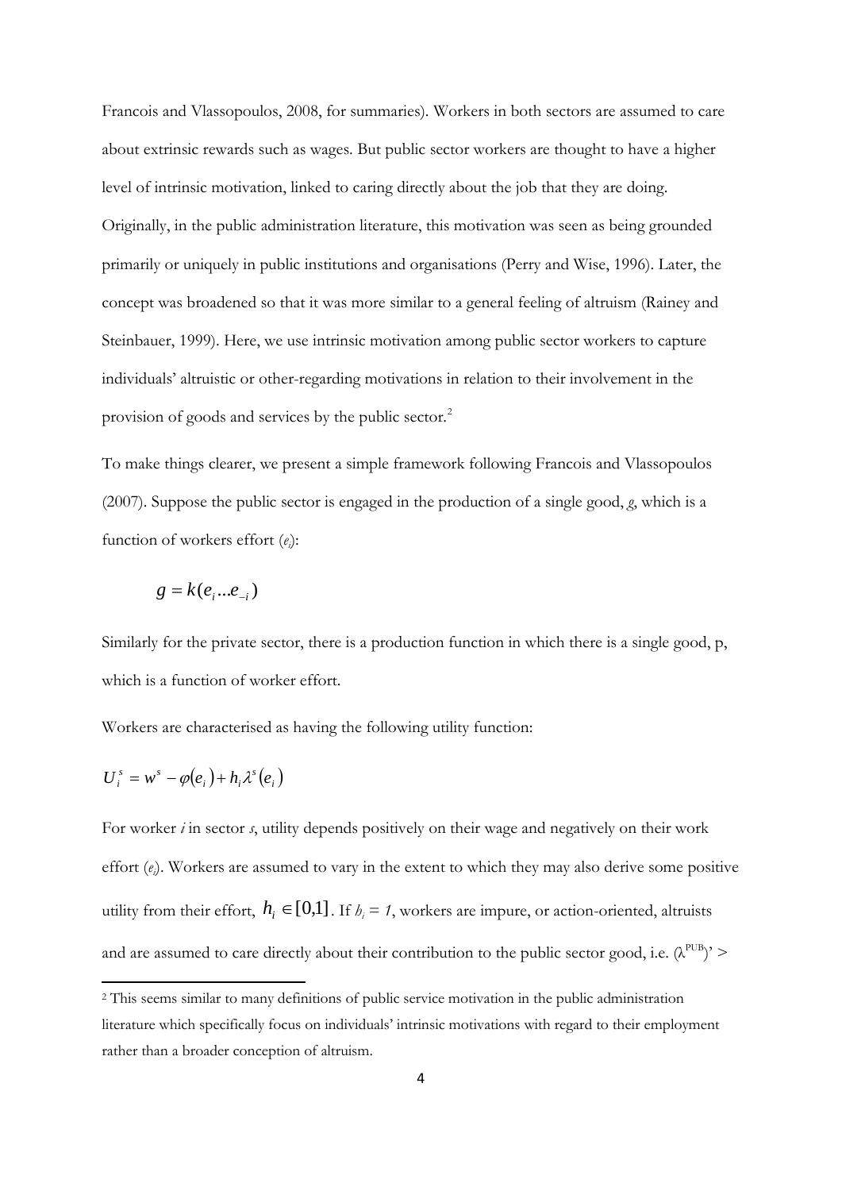Francois and Vlassopoulos, 2008, for summaries). Workers in both sectors are assumed to care about extrinsic rewards such as wages. But public sector workers are thought to have a higher level of intrinsic motivation, linked to caring directly about the job that they are doing. Originally, in the public administration literature, this motivation was seen as being grounded primarily or uniquely in public institutions and organisations (Perry and Wise, 1996). Later, the concept was broadened so that it was more similar to a general feeling of altruism (Rainey and Steinbauer, 1999). Here, we use intrinsic motivation among public sector workers to capture individuals' altruistic or other-regarding motivations in relation to their involvement in the provision of goods and services by the public sector.[2]

To make things clearer, we present a simple framework following Francois and Vlassopoulos (2007). Suppose the public sector is engaged in the production of a single good, *g*, which is a function of workers effort ($e_i$):

$$g = k(e_i \ldots e_{-i})$$

Similarly for the private sector, there is a production function in which there is a single good, p, which is a function of worker effort.

Workers are characterised as having the following utility function:

$$U_i^s = w^s - \varphi(e_i) + h_i \lambda^s(e_i)$$

For worker *i* in sector *s*, utility depends positively on their wage and negatively on their work effort ($e_i$). Workers are assumed to vary in the extent to which they may also derive some positive utility from their effort, $h_i \in [0,1]$. If $h_i = 1$, workers are impure, or action-oriented, altruists and are assumed to care directly about their contribution to the public sector good, i.e. $(\lambda^{PUB})' >$

[2] This seems similar to many definitions of public service motivation in the public administration literature which specifically focus on individuals' intrinsic motivations with regard to their employment rather than a broader conception of altruism.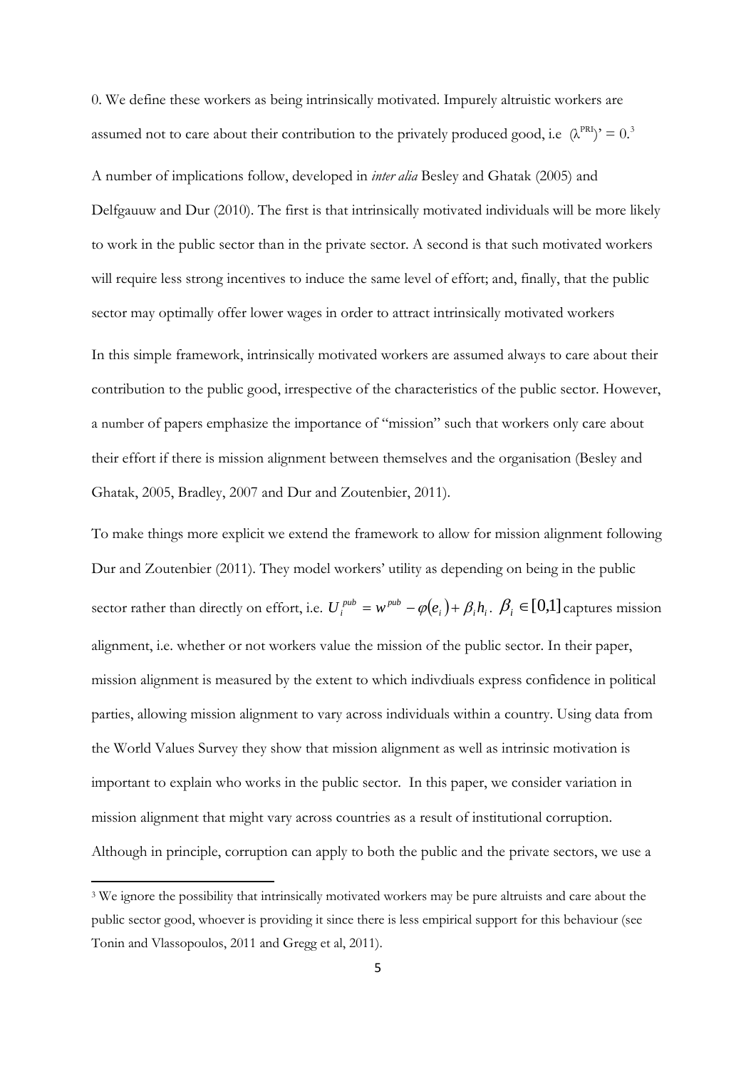0. We define these workers as being intrinsically motivated. Impurely altruistic workers are assumed not to care about their contribution to the privately produced good, i.e $(\lambda^{PRI})' = 0$.[3]

A number of implications follow, developed in *inter alia* Besley and Ghatak (2005) and Delfgauuw and Dur (2010). The first is that intrinsically motivated individuals will be more likely to work in the public sector than in the private sector. A second is that such motivated workers will require less strong incentives to induce the same level of effort; and, finally, that the public sector may optimally offer lower wages in order to attract intrinsically motivated workers

In this simple framework, intrinsically motivated workers are assumed always to care about their contribution to the public good, irrespective of the characteristics of the public sector. However, a number of papers emphasize the importance of "mission" such that workers only care about their effort if there is mission alignment between themselves and the organisation (Besley and Ghatak, 2005, Bradley, 2007 and Dur and Zoutenbier, 2011).

To make things more explicit we extend the framework to allow for mission alignment following Dur and Zoutenbier (2011). They model workers' utility as depending on being in the public sector rather than directly on effort, i.e. $U_i^{pub} = w^{pub} - \varphi(e_i) + \beta_i h_i$. $\beta_i \in [0,1]$ captures mission alignment, i.e. whether or not workers value the mission of the public sector. In their paper, mission alignment is measured by the extent to which indivdiuals express confidence in political parties, allowing mission alignment to vary across individuals within a country. Using data from the World Values Survey they show that mission alignment as well as intrinsic motivation is important to explain who works in the public sector. In this paper, we consider variation in mission alignment that might vary across countries as a result of institutional corruption. Although in principle, corruption can apply to both the public and the private sectors, we use a

[3] We ignore the possibility that intrinsically motivated workers may be pure altruists and care about the public sector good, whoever is providing it since there is less empirical support for this behaviour (see Tonin and Vlassopoulos, 2011 and Gregg et al, 2011).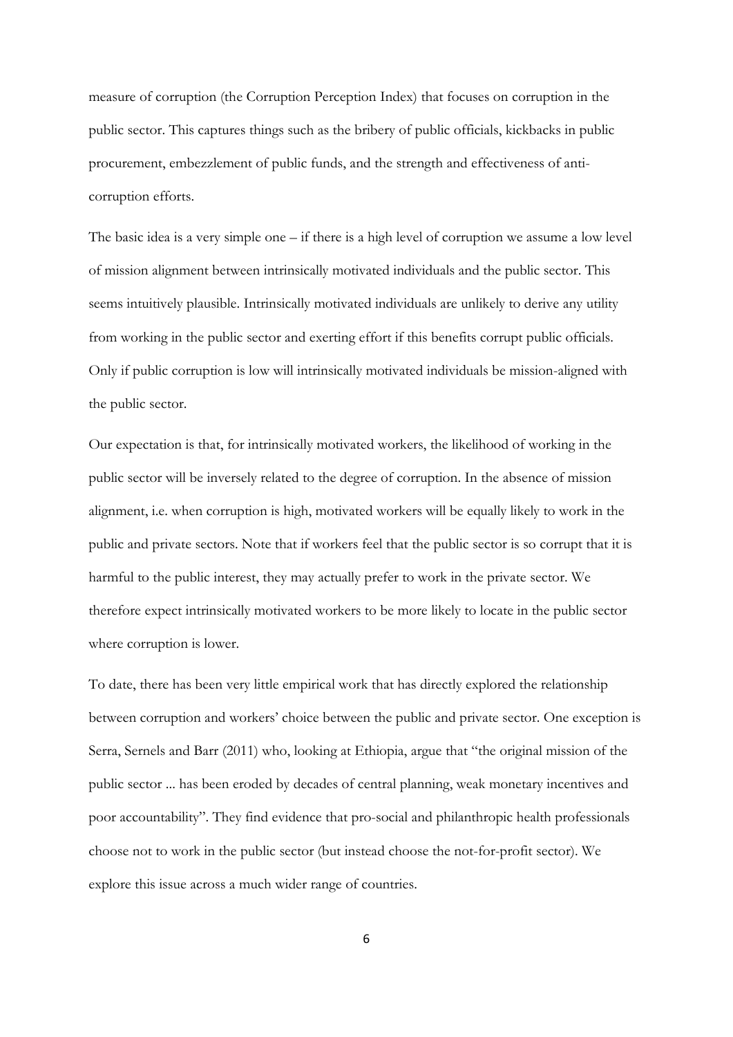measure of corruption (the Corruption Perception Index) that focuses on corruption in the public sector. This captures things such as the bribery of public officials, kickbacks in public procurement, embezzlement of public funds, and the strength and effectiveness of anti-corruption efforts.

The basic idea is a very simple one – if there is a high level of corruption we assume a low level of mission alignment between intrinsically motivated individuals and the public sector. This seems intuitively plausible. Intrinsically motivated individuals are unlikely to derive any utility from working in the public sector and exerting effort if this benefits corrupt public officials. Only if public corruption is low will intrinsically motivated individuals be mission-aligned with the public sector.

Our expectation is that, for intrinsically motivated workers, the likelihood of working in the public sector will be inversely related to the degree of corruption. In the absence of mission alignment, i.e. when corruption is high, motivated workers will be equally likely to work in the public and private sectors. Note that if workers feel that the public sector is so corrupt that it is harmful to the public interest, they may actually prefer to work in the private sector. We therefore expect intrinsically motivated workers to be more likely to locate in the public sector where corruption is lower.

To date, there has been very little empirical work that has directly explored the relationship between corruption and workers' choice between the public and private sector. One exception is Serra, Sernels and Barr (2011) who, looking at Ethiopia, argue that "the original mission of the public sector ... has been eroded by decades of central planning, weak monetary incentives and poor accountability". They find evidence that pro-social and philanthropic health professionals choose not to work in the public sector (but instead choose the not-for-profit sector). We explore this issue across a much wider range of countries.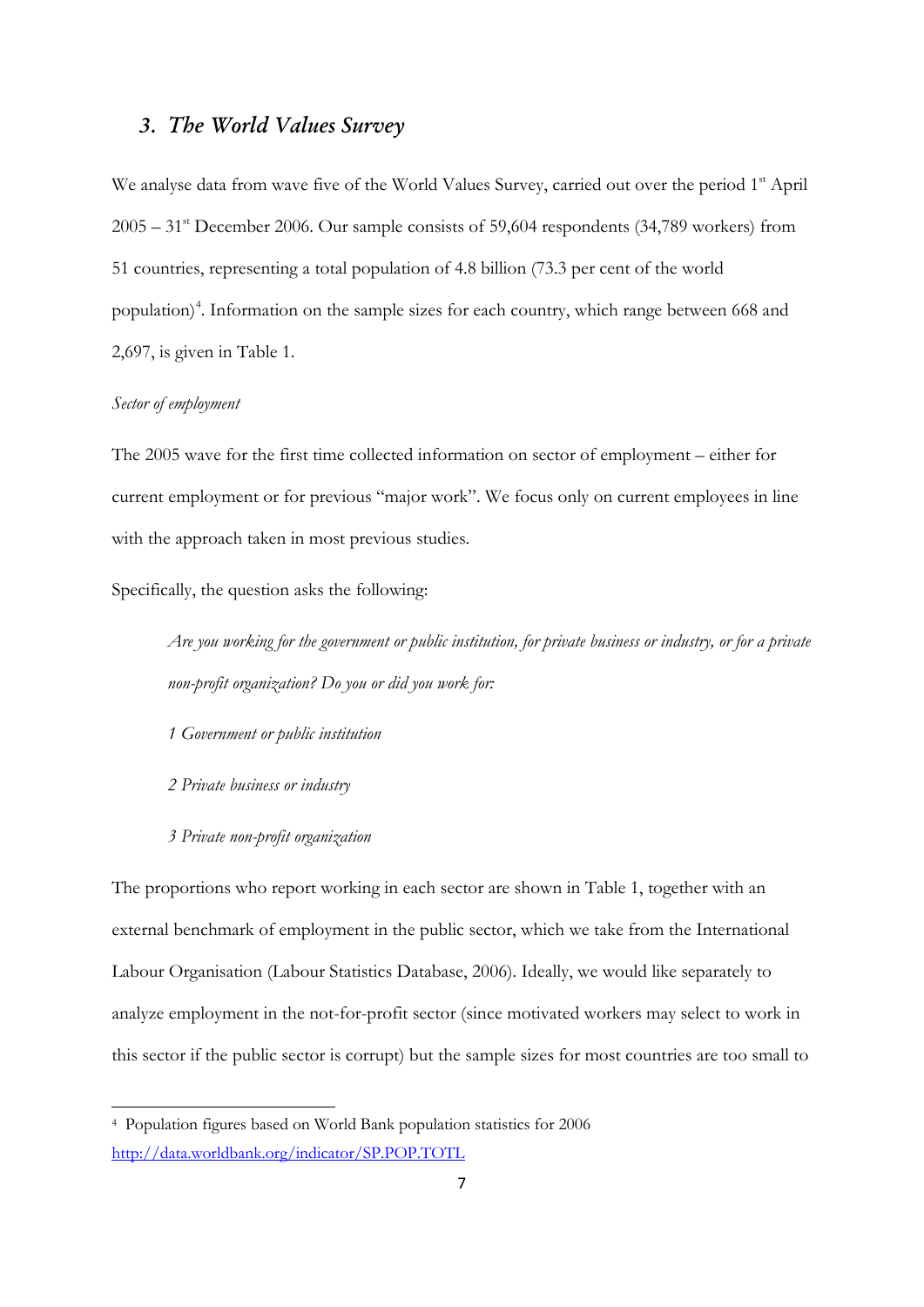## 3. *The World Values Survey*

We analyse data from wave five of the World Values Survey, carried out over the period 1st April 2005 – 31st December 2006. Our sample consists of 59,604 respondents (34,789 workers) from 51 countries, representing a total population of 4.8 billion (73.3 per cent of the world population)[4]. Information on the sample sizes for each country, which range between 668 and 2,697, is given in Table 1.

*Sector of employment*

The 2005 wave for the first time collected information on sector of employment – either for current employment or for previous "major work". We focus only on current employees in line with the approach taken in most previous studies.

Specifically, the question asks the following:

> *Are you working for the government or public institution, for private business or industry, or for a private non-profit organization? Do you or did you work for:*
>
> *1 Government or public institution*
>
> *2 Private business or industry*
>
> *3 Private non-profit organization*

The proportions who report working in each sector are shown in Table 1, together with an external benchmark of employment in the public sector, which we take from the International Labour Organisation (Labour Statistics Database, 2006). Ideally, we would like separately to analyze employment in the not-for-profit sector (since motivated workers may select to work in this sector if the public sector is corrupt) but the sample sizes for most countries are too small to

---

[4] Population figures based on World Bank population statistics for 2006 http://data.worldbank.org/indicator/SP.POP.TOTL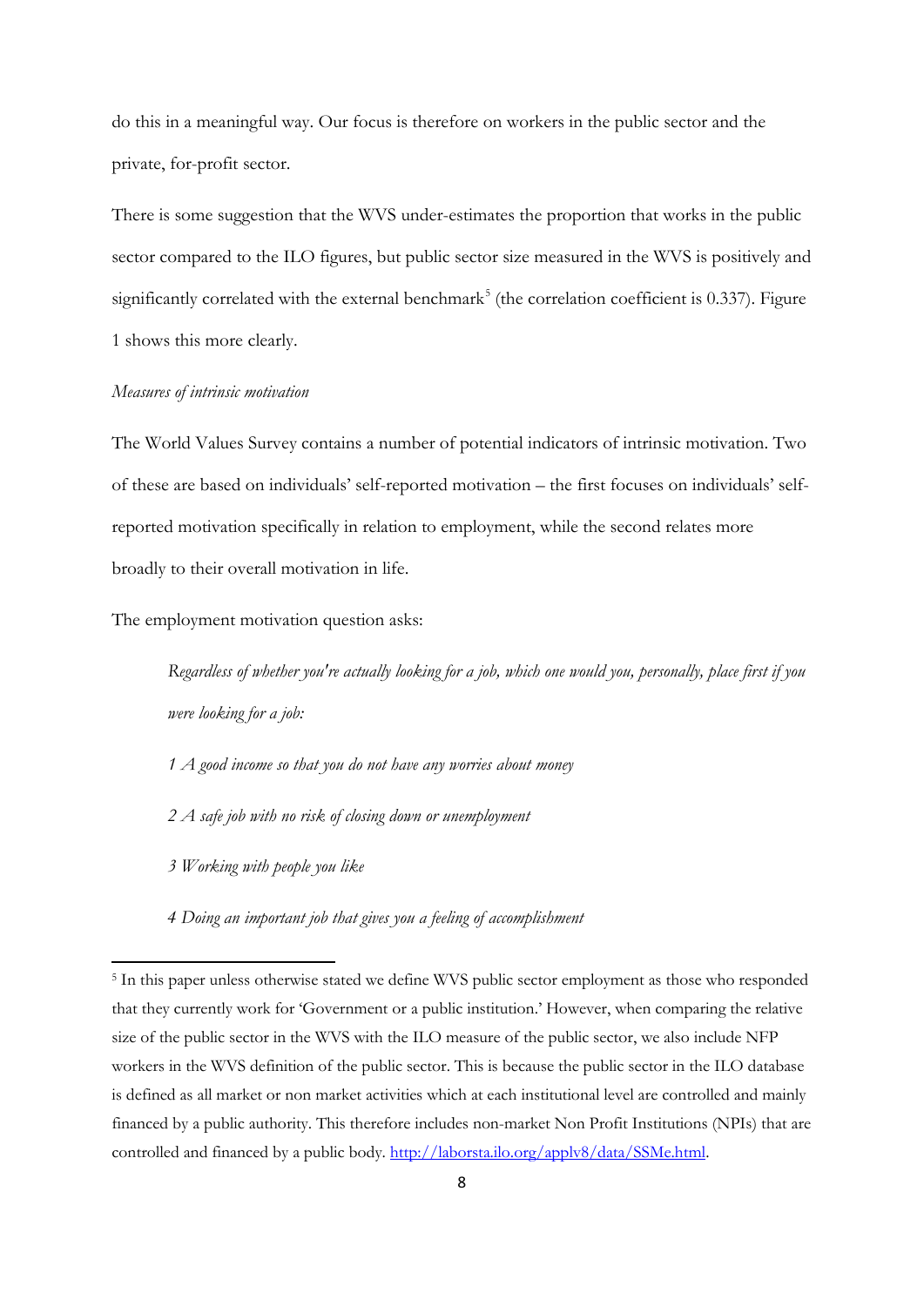do this in a meaningful way. Our focus is therefore on workers in the public sector and the private, for-profit sector.

There is some suggestion that the WVS under-estimates the proportion that works in the public sector compared to the ILO figures, but public sector size measured in the WVS is positively and significantly correlated with the external benchmark[5] (the correlation coefficient is 0.337). Figure 1 shows this more clearly.

*Measures of intrinsic motivation*

The World Values Survey contains a number of potential indicators of intrinsic motivation. Two of these are based on individuals' self-reported motivation – the first focuses on individuals' self-reported motivation specifically in relation to employment, while the second relates more broadly to their overall motivation in life.

The employment motivation question asks:

> *Regardless of whether you're actually looking for a job, which one would you, personally, place first if you were looking for a job:*
>
> *1 A good income so that you do not have any worries about money*
>
> *2 A safe job with no risk of closing down or unemployment*
>
> *3 Working with people you like*
>
> *4 Doing an important job that gives you a feeling of accomplishment*

---

[5] In this paper unless otherwise stated we define WVS public sector employment as those who responded that they currently work for 'Government or a public institution.' However, when comparing the relative size of the public sector in the WVS with the ILO measure of the public sector, we also include NFP workers in the WVS definition of the public sector. This is because the public sector in the ILO database is defined as all market or non market activities which at each institutional level are controlled and mainly financed by a public authority. This therefore includes non-market Non Profit Institutions (NPIs) that are controlled and financed by a public body. http://laborsta.ilo.org/applv8/data/SSMe.html.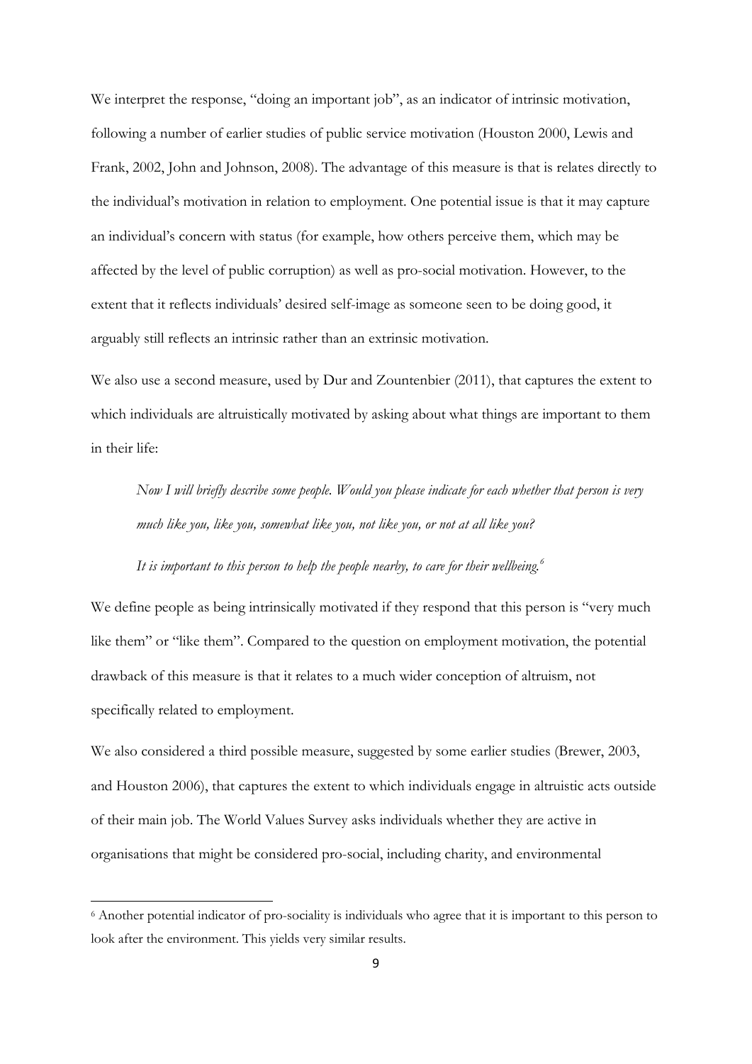We interpret the response, "doing an important job", as an indicator of intrinsic motivation, following a number of earlier studies of public service motivation (Houston 2000, Lewis and Frank, 2002, John and Johnson, 2008). The advantage of this measure is that is relates directly to the individual's motivation in relation to employment. One potential issue is that it may capture an individual's concern with status (for example, how others perceive them, which may be affected by the level of public corruption) as well as pro-social motivation. However, to the extent that it reflects individuals' desired self-image as someone seen to be doing good, it arguably still reflects an intrinsic rather than an extrinsic motivation.

We also use a second measure, used by Dur and Zountenbier (2011), that captures the extent to which individuals are altruistically motivated by asking about what things are important to them in their life:

> *Now I will briefly describe some people. Would you please indicate for each whether that person is very much like you, like you, somewhat like you, not like you, or not at all like you?*
>
> *It is important to this person to help the people nearby, to care for their wellbeing.*[6]

We define people as being intrinsically motivated if they respond that this person is "very much like them" or "like them". Compared to the question on employment motivation, the potential drawback of this measure is that it relates to a much wider conception of altruism, not specifically related to employment.

We also considered a third possible measure, suggested by some earlier studies (Brewer, 2003, and Houston 2006), that captures the extent to which individuals engage in altruistic acts outside of their main job. The World Values Survey asks individuals whether they are active in organisations that might be considered pro-social, including charity, and environmental

---

[6] Another potential indicator of pro-sociality is individuals who agree that it is important to this person to look after the environment. This yields very similar results.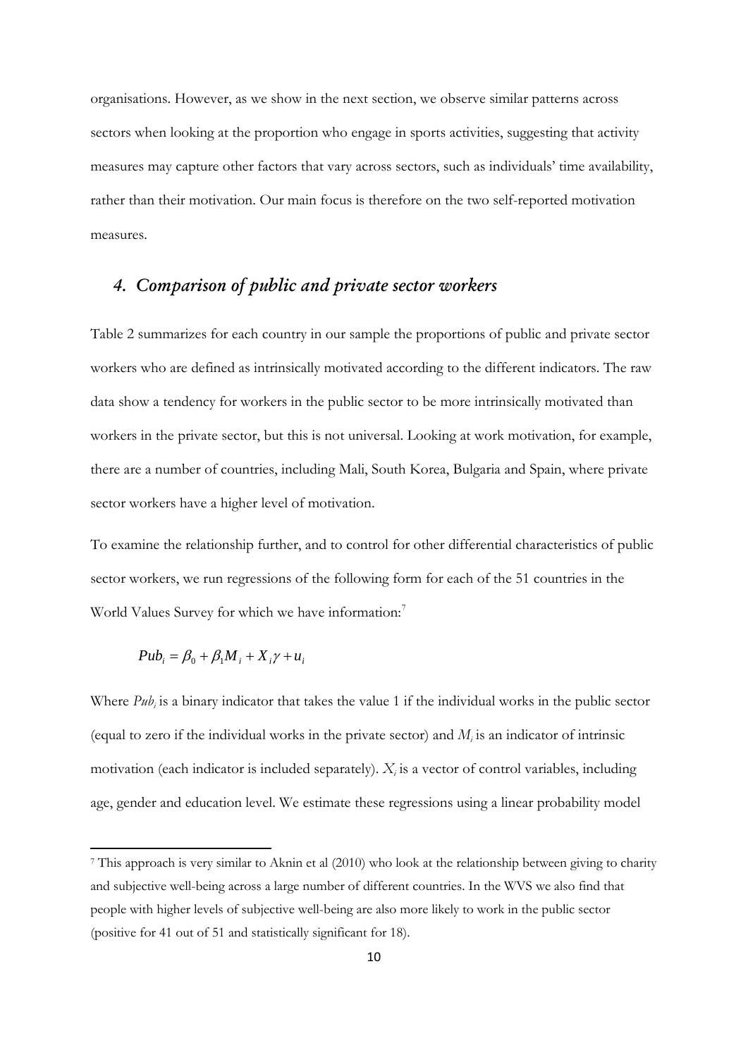organisations. However, as we show in the next section, we observe similar patterns across sectors when looking at the proportion who engage in sports activities, suggesting that activity measures may capture other factors that vary across sectors, such as individuals' time availability, rather than their motivation. Our main focus is therefore on the two self-reported motivation measures.

## *4. Comparison of public and private sector workers*

Table 2 summarizes for each country in our sample the proportions of public and private sector workers who are defined as intrinsically motivated according to the different indicators. The raw data show a tendency for workers in the public sector to be more intrinsically motivated than workers in the private sector, but this is not universal. Looking at work motivation, for example, there are a number of countries, including Mali, South Korea, Bulgaria and Spain, where private sector workers have a higher level of motivation.

To examine the relationship further, and to control for other differential characteristics of public sector workers, we run regressions of the following form for each of the 51 countries in the World Values Survey for which we have information:[7]

$$Pub_i = \beta_0 + \beta_1 M_i + X_i \gamma + u_i$$

Where $Pub_i$ is a binary indicator that takes the value 1 if the individual works in the public sector (equal to zero if the individual works in the private sector) and $M_i$ is an indicator of intrinsic motivation (each indicator is included separately). $X_i$ is a vector of control variables, including age, gender and education level. We estimate these regressions using a linear probability model

[7] This approach is very similar to Aknin et al (2010) who look at the relationship between giving to charity and subjective well-being across a large number of different countries. In the WVS we also find that people with higher levels of subjective well-being are also more likely to work in the public sector (positive for 41 out of 51 and statistically significant for 18).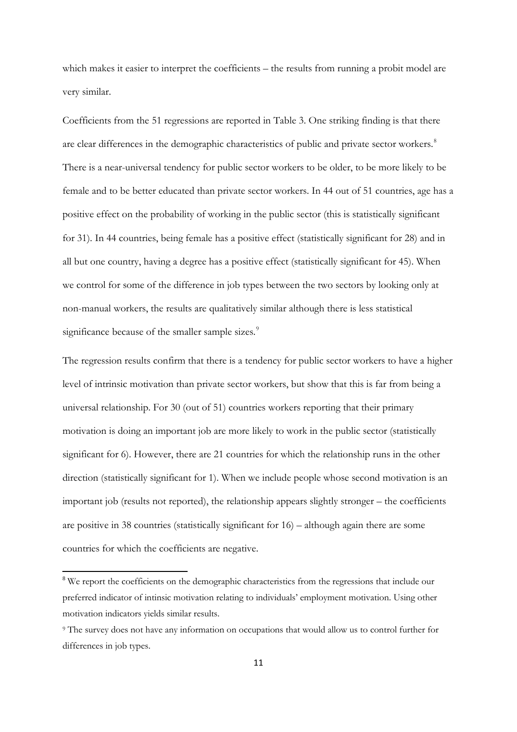which makes it easier to interpret the coefficients – the results from running a probit model are very similar.

Coefficients from the 51 regressions are reported in Table 3. One striking finding is that there are clear differences in the demographic characteristics of public and private sector workers.[8] There is a near-universal tendency for public sector workers to be older, to be more likely to be female and to be better educated than private sector workers. In 44 out of 51 countries, age has a positive effect on the probability of working in the public sector (this is statistically significant for 31). In 44 countries, being female has a positive effect (statistically significant for 28) and in all but one country, having a degree has a positive effect (statistically significant for 45). When we control for some of the difference in job types between the two sectors by looking only at non-manual workers, the results are qualitatively similar although there is less statistical significance because of the smaller sample sizes.[9]

The regression results confirm that there is a tendency for public sector workers to have a higher level of intrinsic motivation than private sector workers, but show that this is far from being a universal relationship. For 30 (out of 51) countries workers reporting that their primary motivation is doing an important job are more likely to work in the public sector (statistically significant for 6). However, there are 21 countries for which the relationship runs in the other direction (statistically significant for 1). When we include people whose second motivation is an important job (results not reported), the relationship appears slightly stronger – the coefficients are positive in 38 countries (statistically significant for 16) – although again there are some countries for which the coefficients are negative.

[8] We report the coefficients on the demographic characteristics from the regressions that include our preferred indicator of intinsic motivation relating to individuals' employment motivation. Using other motivation indicators yields similar results.

[9] The survey does not have any information on occupations that would allow us to control further for differences in job types.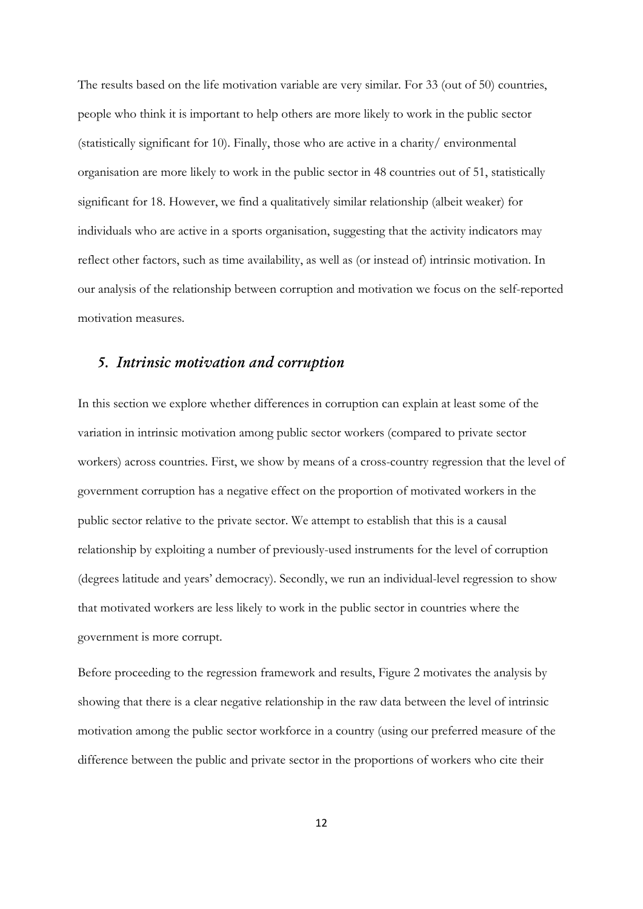The results based on the life motivation variable are very similar. For 33 (out of 50) countries, people who think it is important to help others are more likely to work in the public sector (statistically significant for 10). Finally, those who are active in a charity/ environmental organisation are more likely to work in the public sector in 48 countries out of 51, statistically significant for 18. However, we find a qualitatively similar relationship (albeit weaker) for individuals who are active in a sports organisation, suggesting that the activity indicators may reflect other factors, such as time availability, as well as (or instead of) intrinsic motivation. In our analysis of the relationship between corruption and motivation we focus on the self-reported motivation measures.

## *5. Intrinsic motivation and corruption*

In this section we explore whether differences in corruption can explain at least some of the variation in intrinsic motivation among public sector workers (compared to private sector workers) across countries. First, we show by means of a cross-country regression that the level of government corruption has a negative effect on the proportion of motivated workers in the public sector relative to the private sector. We attempt to establish that this is a causal relationship by exploiting a number of previously-used instruments for the level of corruption (degrees latitude and years' democracy). Secondly, we run an individual-level regression to show that motivated workers are less likely to work in the public sector in countries where the government is more corrupt.

Before proceeding to the regression framework and results, Figure 2 motivates the analysis by showing that there is a clear negative relationship in the raw data between the level of intrinsic motivation among the public sector workforce in a country (using our preferred measure of the difference between the public and private sector in the proportions of workers who cite their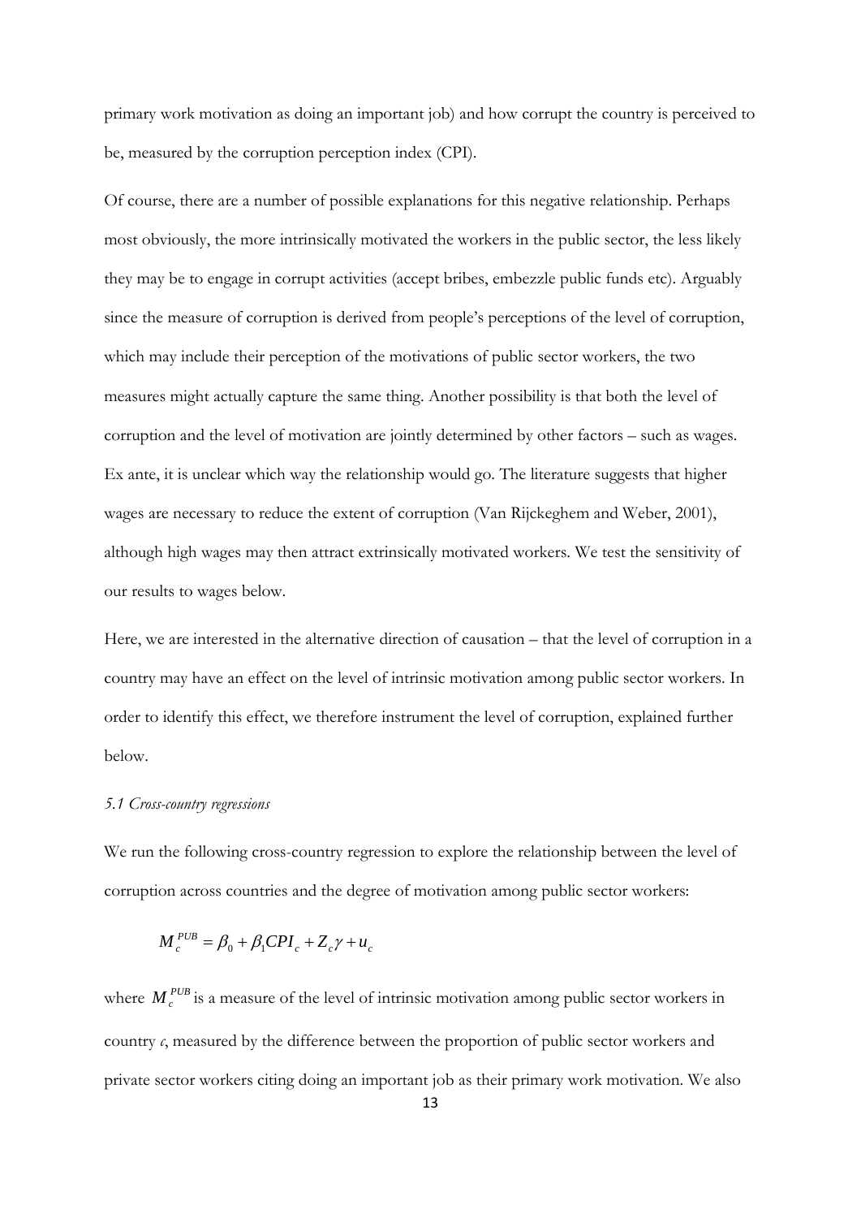primary work motivation as doing an important job) and how corrupt the country is perceived to be, measured by the corruption perception index (CPI).

Of course, there are a number of possible explanations for this negative relationship. Perhaps most obviously, the more intrinsically motivated the workers in the public sector, the less likely they may be to engage in corrupt activities (accept bribes, embezzle public funds etc). Arguably since the measure of corruption is derived from people's perceptions of the level of corruption, which may include their perception of the motivations of public sector workers, the two measures might actually capture the same thing. Another possibility is that both the level of corruption and the level of motivation are jointly determined by other factors – such as wages. Ex ante, it is unclear which way the relationship would go. The literature suggests that higher wages are necessary to reduce the extent of corruption (Van Rijckeghem and Weber, 2001), although high wages may then attract extrinsically motivated workers. We test the sensitivity of our results to wages below.

Here, we are interested in the alternative direction of causation – that the level of corruption in a country may have an effect on the level of intrinsic motivation among public sector workers. In order to identify this effect, we therefore instrument the level of corruption, explained further below.

### *5.1 Cross-country regressions*

We run the following cross-country regression to explore the relationship between the level of corruption across countries and the degree of motivation among public sector workers:

$$M_c^{PUB} = \beta_0 + \beta_1 CPI_c + Z_c\gamma + u_c$$

where $M_c^{PUB}$ is a measure of the level of intrinsic motivation among public sector workers in country *c*, measured by the difference between the proportion of public sector workers and private sector workers citing doing an important job as their primary work motivation. We also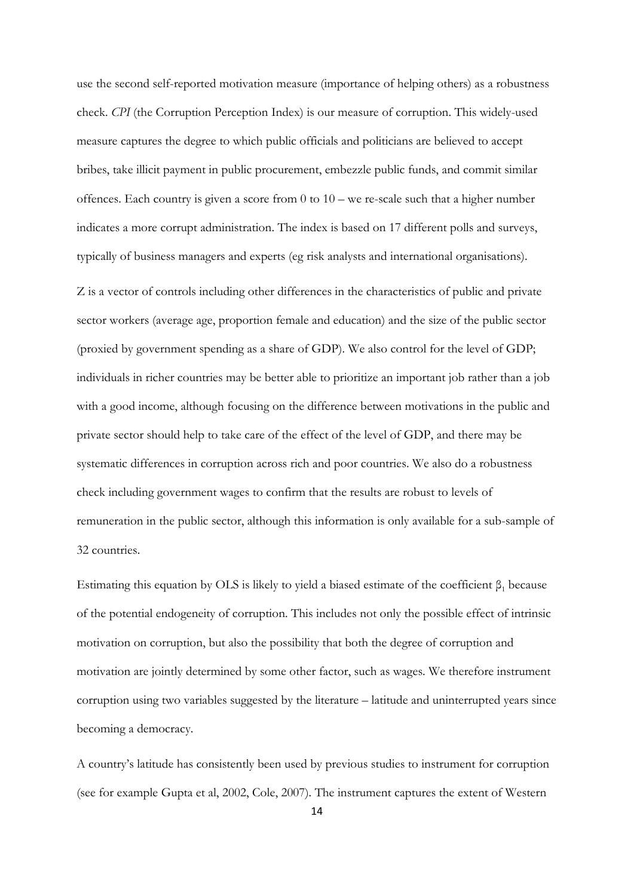use the second self-reported motivation measure (importance of helping others) as a robustness check. *CPI* (the Corruption Perception Index) is our measure of corruption. This widely-used measure captures the degree to which public officials and politicians are believed to accept bribes, take illicit payment in public procurement, embezzle public funds, and commit similar offences. Each country is given a score from 0 to 10 – we re-scale such that a higher number indicates a more corrupt administration. The index is based on 17 different polls and surveys, typically of business managers and experts (eg risk analysts and international organisations).

Z is a vector of controls including other differences in the characteristics of public and private sector workers (average age, proportion female and education) and the size of the public sector (proxied by government spending as a share of GDP). We also control for the level of GDP; individuals in richer countries may be better able to prioritize an important job rather than a job with a good income, although focusing on the difference between motivations in the public and private sector should help to take care of the effect of the level of GDP, and there may be systematic differences in corruption across rich and poor countries. We also do a robustness check including government wages to confirm that the results are robust to levels of remuneration in the public sector, although this information is only available for a sub-sample of 32 countries.

Estimating this equation by OLS is likely to yield a biased estimate of the coefficient $\beta_1$ because of the potential endogeneity of corruption. This includes not only the possible effect of intrinsic motivation on corruption, but also the possibility that both the degree of corruption and motivation are jointly determined by some other factor, such as wages. We therefore instrument corruption using two variables suggested by the literature – latitude and uninterrupted years since becoming a democracy.

A country's latitude has consistently been used by previous studies to instrument for corruption (see for example Gupta et al, 2002, Cole, 2007). The instrument captures the extent of Western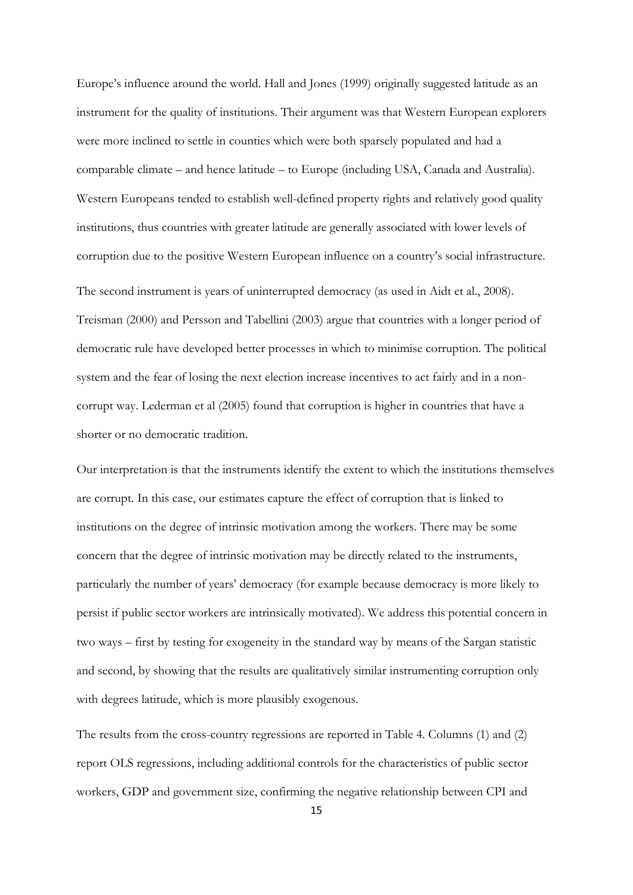Europe's influence around the world. Hall and Jones (1999) originally suggested latitude as an instrument for the quality of institutions. Their argument was that Western European explorers were more inclined to settle in counties which were both sparsely populated and had a comparable climate – and hence latitude – to Europe (including USA, Canada and Australia). Western Europeans tended to establish well-defined property rights and relatively good quality institutions, thus countries with greater latitude are generally associated with lower levels of corruption due to the positive Western European influence on a country's social infrastructure.

The second instrument is years of uninterrupted democracy (as used in Aidt et al., 2008). Treisman (2000) and Persson and Tabellini (2003) argue that countries with a longer period of democratic rule have developed better processes in which to minimise corruption. The political system and the fear of losing the next election increase incentives to act fairly and in a non-corrupt way. Lederman et al (2005) found that corruption is higher in countries that have a shorter or no democratic tradition.

Our interpretation is that the instruments identify the extent to which the institutions themselves are corrupt. In this case, our estimates capture the effect of corruption that is linked to institutions on the degree of intrinsic motivation among the workers. There may be some concern that the degree of intrinsic motivation may be directly related to the instruments, particularly the number of years' democracy (for example because democracy is more likely to persist if public sector workers are intrinsically motivated). We address this potential concern in two ways – first by testing for exogeneity in the standard way by means of the Sargan statistic and second, by showing that the results are qualitatively similar instrumenting corruption only with degrees latitude, which is more plausibly exogenous.

The results from the cross-country regressions are reported in Table 4. Columns (1) and (2) report OLS regressions, including additional controls for the characteristics of public sector workers, GDP and government size, confirming the negative relationship between CPI and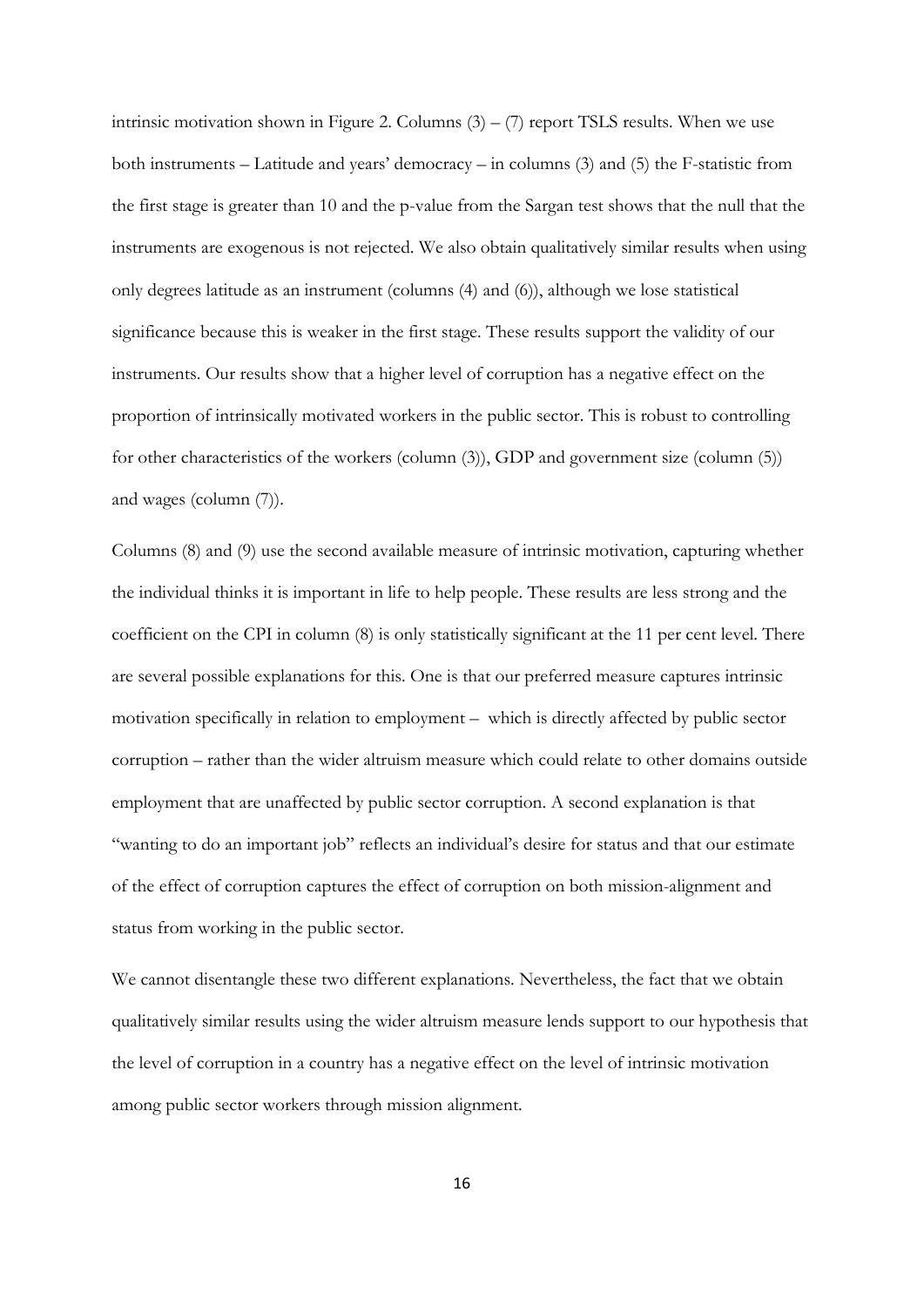intrinsic motivation shown in Figure 2. Columns (3) – (7) report TSLS results. When we use both instruments – Latitude and years' democracy – in columns (3) and (5) the F-statistic from the first stage is greater than 10 and the p-value from the Sargan test shows that the null that the instruments are exogenous is not rejected. We also obtain qualitatively similar results when using only degrees latitude as an instrument (columns (4) and (6)), although we lose statistical significance because this is weaker in the first stage. These results support the validity of our instruments. Our results show that a higher level of corruption has a negative effect on the proportion of intrinsically motivated workers in the public sector. This is robust to controlling for other characteristics of the workers (column (3)), GDP and government size (column (5)) and wages (column (7)).

Columns (8) and (9) use the second available measure of intrinsic motivation, capturing whether the individual thinks it is important in life to help people. These results are less strong and the coefficient on the CPI in column (8) is only statistically significant at the 11 per cent level. There are several possible explanations for this. One is that our preferred measure captures intrinsic motivation specifically in relation to employment – which is directly affected by public sector corruption – rather than the wider altruism measure which could relate to other domains outside employment that are unaffected by public sector corruption. A second explanation is that "wanting to do an important job" reflects an individual's desire for status and that our estimate of the effect of corruption captures the effect of corruption on both mission-alignment and status from working in the public sector.

We cannot disentangle these two different explanations. Nevertheless, the fact that we obtain qualitatively similar results using the wider altruism measure lends support to our hypothesis that the level of corruption in a country has a negative effect on the level of intrinsic motivation among public sector workers through mission alignment.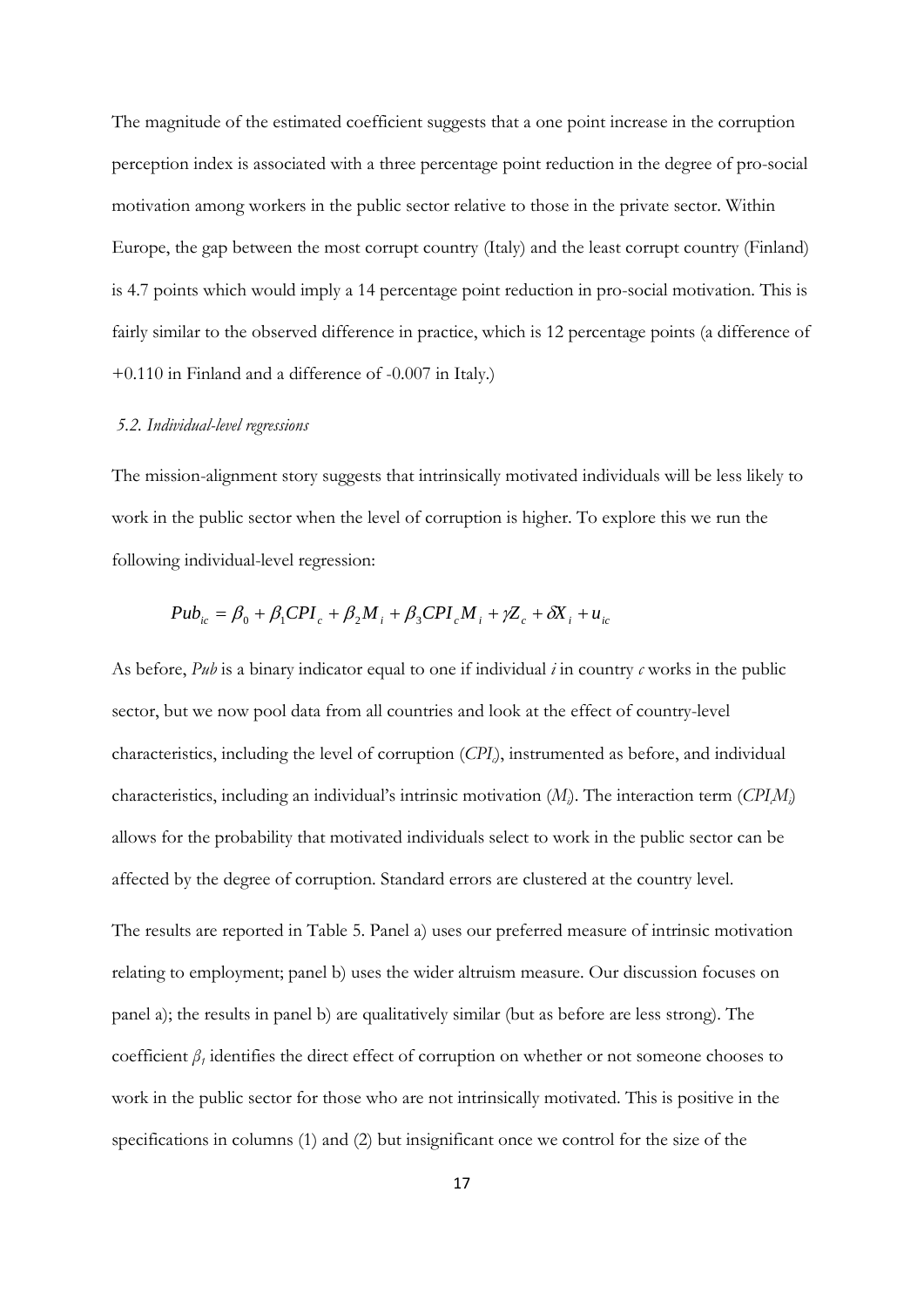The magnitude of the estimated coefficient suggests that a one point increase in the corruption perception index is associated with a three percentage point reduction in the degree of pro-social motivation among workers in the public sector relative to those in the private sector. Within Europe, the gap between the most corrupt country (Italy) and the least corrupt country (Finland) is 4.7 points which would imply a 14 percentage point reduction in pro-social motivation. This is fairly similar to the observed difference in practice, which is 12 percentage points (a difference of +0.110 in Finland and a difference of -0.007 in Italy.)

### *5.2. Individual-level regressions*

The mission-alignment story suggests that intrinsically motivated individuals will be less likely to work in the public sector when the level of corruption is higher. To explore this we run the following individual-level regression:

$$Pub_{ic} = \beta_0 + \beta_1 CPI_c + \beta_2 M_i + \beta_3 CPI_c M_i + \gamma Z_c + \delta X_i + u_{ic}$$

As before, *Pub* is a binary indicator equal to one if individual $i$ in country $c$ works in the public sector, but we now pool data from all countries and look at the effect of country-level characteristics, including the level of corruption ($CPI_c$), instrumented as before, and individual characteristics, including an individual's intrinsic motivation ($M_i$). The interaction term ($CPI_c M_i$) allows for the probability that motivated individuals select to work in the public sector can be affected by the degree of corruption. Standard errors are clustered at the country level.

The results are reported in Table 5. Panel a) uses our preferred measure of intrinsic motivation relating to employment; panel b) uses the wider altruism measure. Our discussion focuses on panel a); the results in panel b) are qualitatively similar (but as before are less strong). The coefficient $\beta_1$ identifies the direct effect of corruption on whether or not someone chooses to work in the public sector for those who are not intrinsically motivated. This is positive in the specifications in columns (1) and (2) but insignificant once we control for the size of the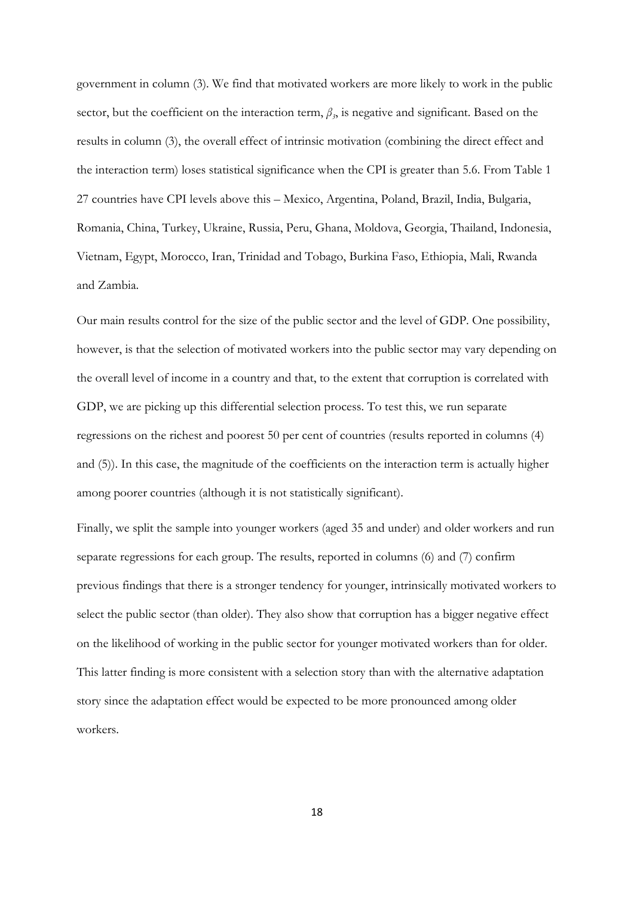government in column (3). We find that motivated workers are more likely to work in the public sector, but the coefficient on the interaction term, $\beta_3$, is negative and significant. Based on the results in column (3), the overall effect of intrinsic motivation (combining the direct effect and the interaction term) loses statistical significance when the CPI is greater than 5.6. From Table 1 27 countries have CPI levels above this – Mexico, Argentina, Poland, Brazil, India, Bulgaria, Romania, China, Turkey, Ukraine, Russia, Peru, Ghana, Moldova, Georgia, Thailand, Indonesia, Vietnam, Egypt, Morocco, Iran, Trinidad and Tobago, Burkina Faso, Ethiopia, Mali, Rwanda and Zambia.

Our main results control for the size of the public sector and the level of GDP. One possibility, however, is that the selection of motivated workers into the public sector may vary depending on the overall level of income in a country and that, to the extent that corruption is correlated with GDP, we are picking up this differential selection process. To test this, we run separate regressions on the richest and poorest 50 per cent of countries (results reported in columns (4) and (5)). In this case, the magnitude of the coefficients on the interaction term is actually higher among poorer countries (although it is not statistically significant).

Finally, we split the sample into younger workers (aged 35 and under) and older workers and run separate regressions for each group. The results, reported in columns (6) and (7) confirm previous findings that there is a stronger tendency for younger, intrinsically motivated workers to select the public sector (than older). They also show that corruption has a bigger negative effect on the likelihood of working in the public sector for younger motivated workers than for older. This latter finding is more consistent with a selection story than with the alternative adaptation story since the adaptation effect would be expected to be more pronounced among older workers.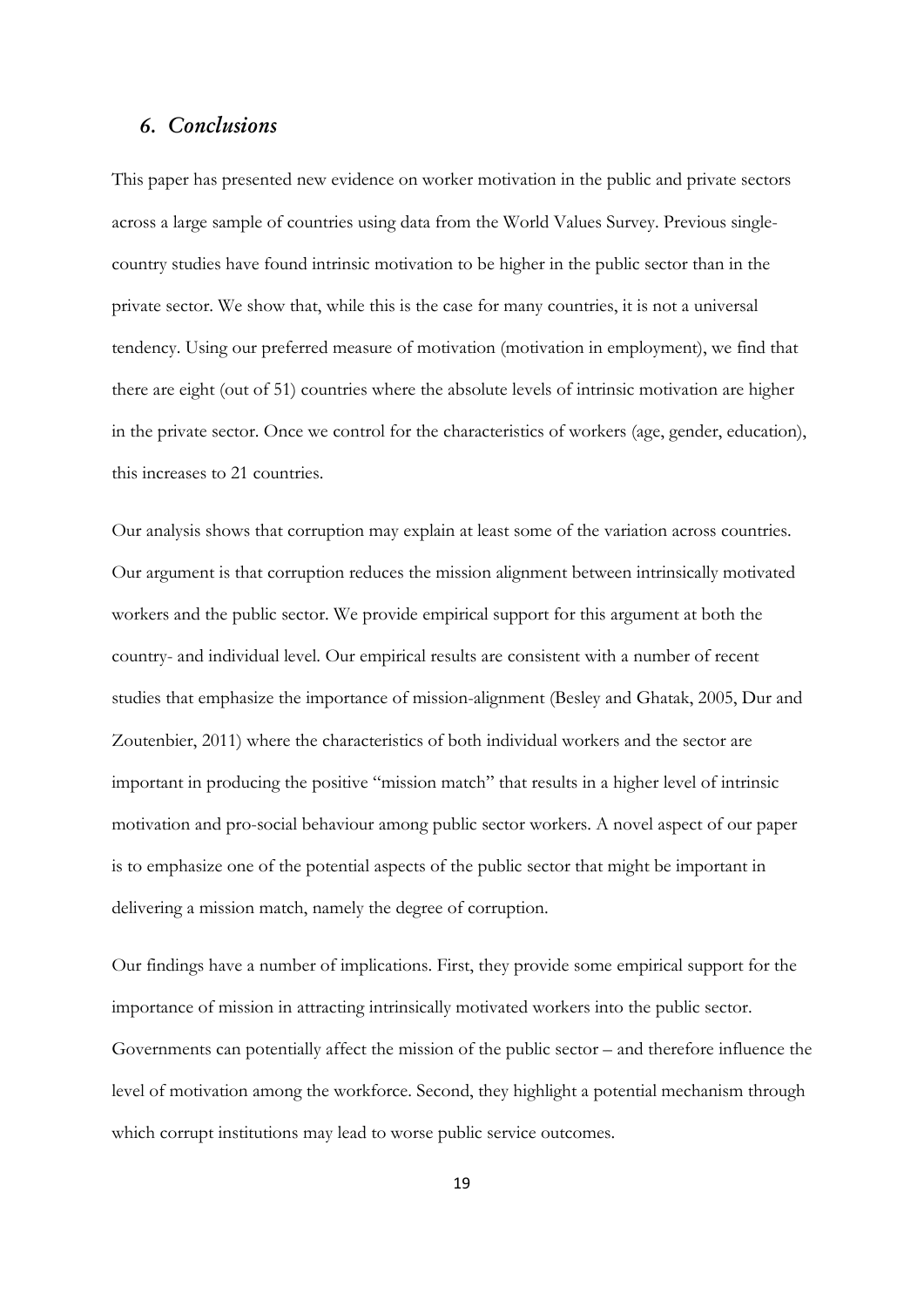## *6. Conclusions*

This paper has presented new evidence on worker motivation in the public and private sectors across a large sample of countries using data from the World Values Survey. Previous single-country studies have found intrinsic motivation to be higher in the public sector than in the private sector. We show that, while this is the case for many countries, it is not a universal tendency. Using our preferred measure of motivation (motivation in employment), we find that there are eight (out of 51) countries where the absolute levels of intrinsic motivation are higher in the private sector. Once we control for the characteristics of workers (age, gender, education), this increases to 21 countries.

Our analysis shows that corruption may explain at least some of the variation across countries. Our argument is that corruption reduces the mission alignment between intrinsically motivated workers and the public sector. We provide empirical support for this argument at both the country- and individual level. Our empirical results are consistent with a number of recent studies that emphasize the importance of mission-alignment (Besley and Ghatak, 2005, Dur and Zoutenbier, 2011) where the characteristics of both individual workers and the sector are important in producing the positive "mission match" that results in a higher level of intrinsic motivation and pro-social behaviour among public sector workers. A novel aspect of our paper is to emphasize one of the potential aspects of the public sector that might be important in delivering a mission match, namely the degree of corruption.

Our findings have a number of implications. First, they provide some empirical support for the importance of mission in attracting intrinsically motivated workers into the public sector. Governments can potentially affect the mission of the public sector – and therefore influence the level of motivation among the workforce. Second, they highlight a potential mechanism through which corrupt institutions may lead to worse public service outcomes.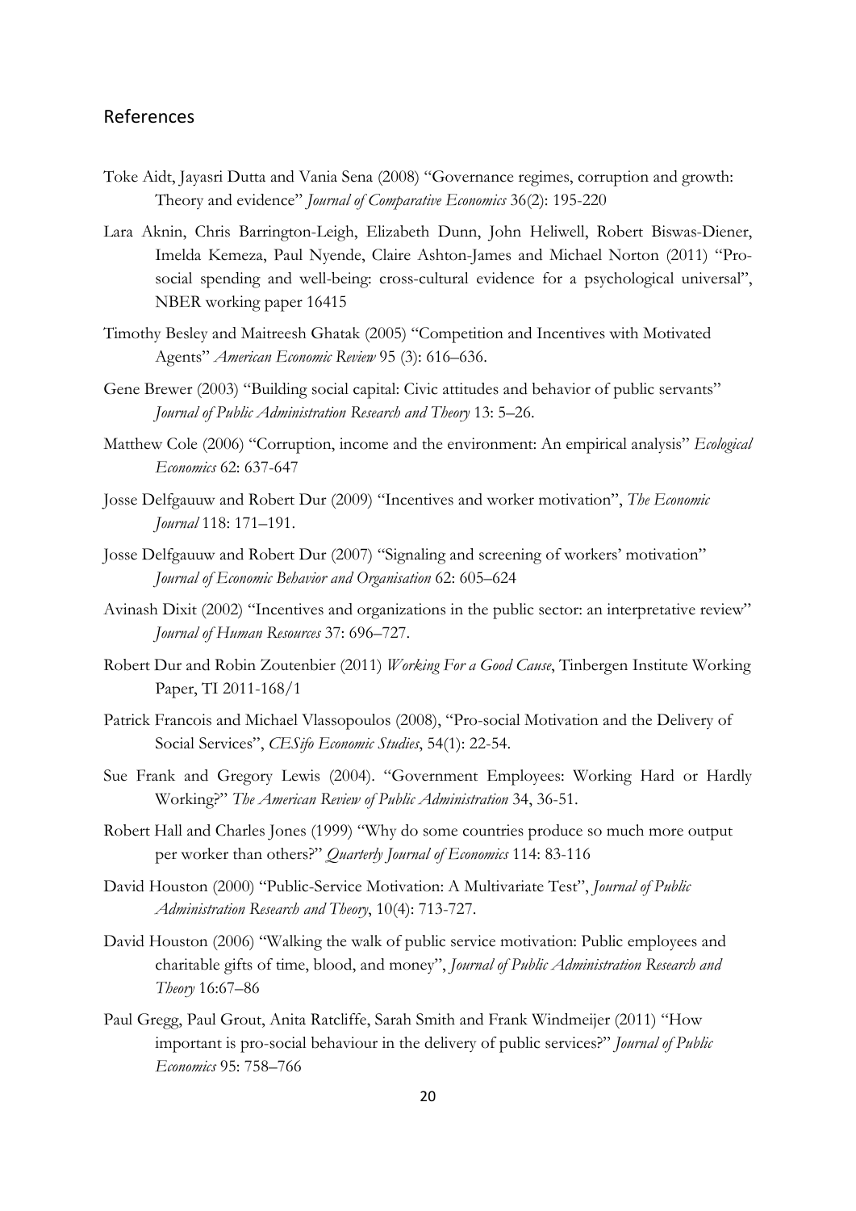## References

Toke Aidt, Jayasri Dutta and Vania Sena (2008) "Governance regimes, corruption and growth: Theory and evidence" *Journal of Comparative Economics* 36(2): 195-220

Lara Aknin, Chris Barrington-Leigh, Elizabeth Dunn, John Heliwell, Robert Biswas-Diener, Imelda Kemeza, Paul Nyende, Claire Ashton-James and Michael Norton (2011) "Pro-social spending and well-being: cross-cultural evidence for a psychological universal", NBER working paper 16415

Timothy Besley and Maitreesh Ghatak (2005) "Competition and Incentives with Motivated Agents" *American Economic Review* 95 (3): 616–636.

Gene Brewer (2003) "Building social capital: Civic attitudes and behavior of public servants" *Journal of Public Administration Research and Theory* 13: 5–26.

Matthew Cole (2006) "Corruption, income and the environment: An empirical analysis" *Ecological Economics* 62: 637-647

Josse Delfgauuw and Robert Dur (2009) "Incentives and worker motivation", *The Economic Journal* 118: 171–191.

Josse Delfgauuw and Robert Dur (2007) "Signaling and screening of workers' motivation" *Journal of Economic Behavior and Organisation* 62: 605–624

Avinash Dixit (2002) "Incentives and organizations in the public sector: an interpretative review" *Journal of Human Resources* 37: 696–727.

Robert Dur and Robin Zoutenbier (2011) *Working For a Good Cause*, Tinbergen Institute Working Paper, TI 2011-168/1

Patrick Francois and Michael Vlassopoulos (2008), "Pro-social Motivation and the Delivery of Social Services", *CESifo Economic Studies*, 54(1): 22-54.

Sue Frank and Gregory Lewis (2004). "Government Employees: Working Hard or Hardly Working?" *The American Review of Public Administration* 34, 36-51.

Robert Hall and Charles Jones (1999) "Why do some countries produce so much more output per worker than others?" *Quarterly Journal of Economics* 114: 83-116

David Houston (2000) "Public-Service Motivation: A Multivariate Test", *Journal of Public Administration Research and Theory*, 10(4): 713-727.

David Houston (2006) "Walking the walk of public service motivation: Public employees and charitable gifts of time, blood, and money", *Journal of Public Administration Research and Theory* 16:67–86

Paul Gregg, Paul Grout, Anita Ratcliffe, Sarah Smith and Frank Windmeijer (2011) "How important is pro-social behaviour in the delivery of public services?" *Journal of Public Economics* 95: 758–766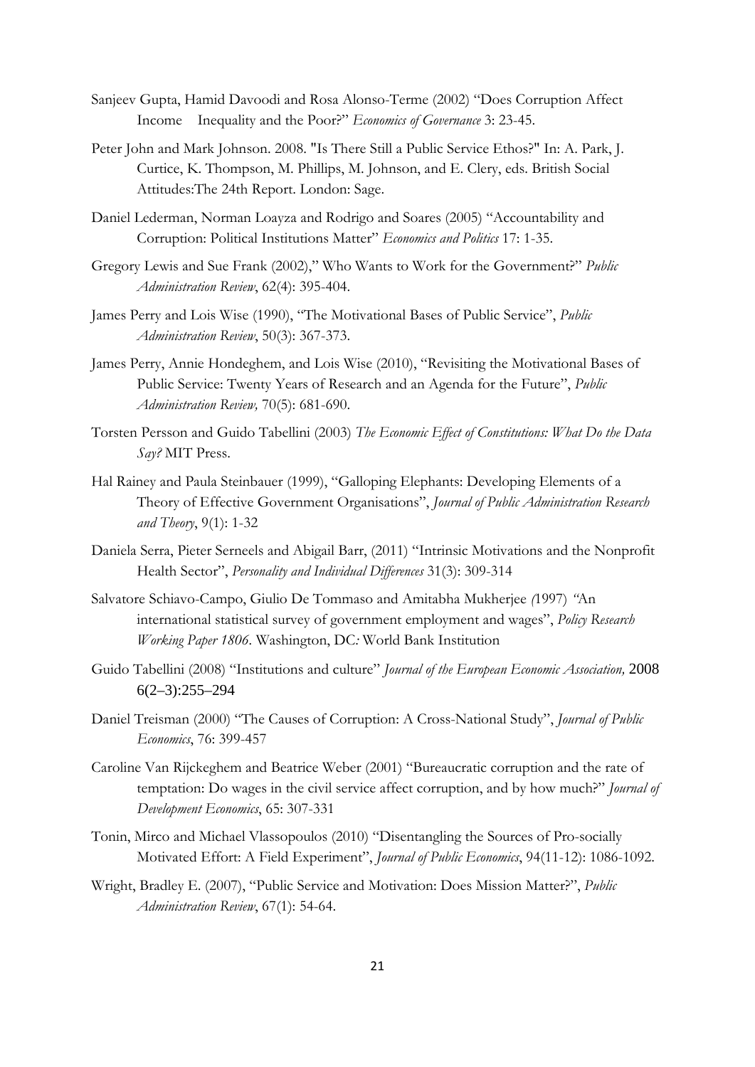Sanjeev Gupta, Hamid Davoodi and Rosa Alonso-Terme (2002) "Does Corruption Affect Income Inequality and the Poor?" *Economics of Governance* 3: 23-45.

Peter John and Mark Johnson. 2008. "Is There Still a Public Service Ethos?" In: A. Park, J. Curtice, K. Thompson, M. Phillips, M. Johnson, and E. Clery, eds. British Social Attitudes:The 24th Report. London: Sage.

Daniel Lederman, Norman Loayza and Rodrigo and Soares (2005) "Accountability and Corruption: Political Institutions Matter" *Economics and Politics* 17: 1-35.

Gregory Lewis and Sue Frank (2002)," Who Wants to Work for the Government?" *Public Administration Review*, 62(4): 395-404.

James Perry and Lois Wise (1990), "The Motivational Bases of Public Service", *Public Administration Review*, 50(3): 367-373.

James Perry, Annie Hondeghem, and Lois Wise (2010), "Revisiting the Motivational Bases of Public Service: Twenty Years of Research and an Agenda for the Future", *Public Administration Review,* 70(5): 681-690.

Torsten Persson and Guido Tabellini (2003) *The Economic Effect of Constitutions: What Do the Data Say?* MIT Press.

Hal Rainey and Paula Steinbauer (1999), "Galloping Elephants: Developing Elements of a Theory of Effective Government Organisations", *Journal of Public Administration Research and Theory*, 9(1): 1-32

Daniela Serra, Pieter Serneels and Abigail Barr, (2011) "Intrinsic Motivations and the Nonprofit Health Sector", *Personality and Individual Differences* 31(3): 309-314

Salvatore Schiavo-Campo, Giulio De Tommaso and Amitabha Mukherjee *(*1997) *"*An international statistical survey of government employment and wages", *Policy Research Working Paper 1806*. Washington, DC*:* World Bank Institution

Guido Tabellini (2008) "Institutions and culture" *Journal of the European Economic Association,* 2008 6(2–3):255–294

Daniel Treisman (2000) "The Causes of Corruption: A Cross-National Study", *Journal of Public Economics*, 76: 399-457

Caroline Van Rijckeghem and Beatrice Weber (2001) "Bureaucratic corruption and the rate of temptation: Do wages in the civil service affect corruption, and by how much?" *Journal of Development Economics*, 65: 307-331

Tonin, Mirco and Michael Vlassopoulos (2010) "Disentangling the Sources of Pro-socially Motivated Effort: A Field Experiment", *Journal of Public Economics*, 94(11-12): 1086-1092.

Wright, Bradley E. (2007), "Public Service and Motivation: Does Mission Matter?", *Public Administration Review*, 67(1): 54-64.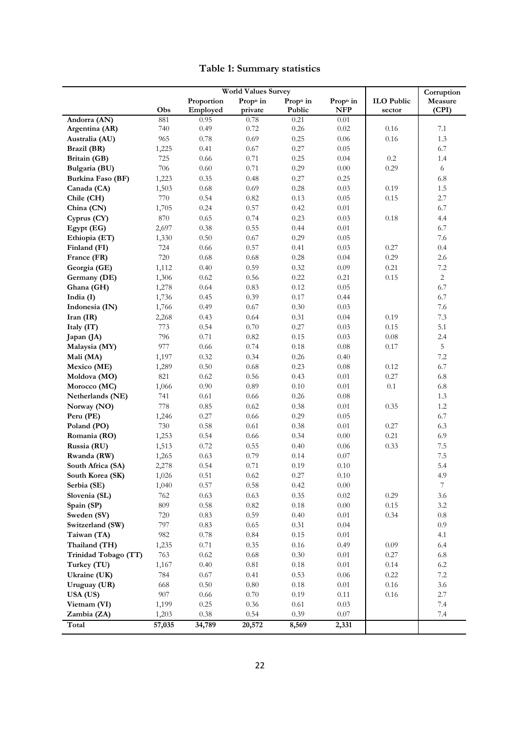**Table 1: Summary statistics**

| | World Values Survey | | | | | | Corruption |
|---|---|---|---|---|---|---|---|
| | Obs | Proportion Employed | Prop$^n$ in private | Prop$^n$ in Public | Prop$^n$ in NFP | ILO Public sector | Measure (CPI) |
| Andorra (AN) | 881 | 0.95 | 0.78 | 0.21 | 0.01 | | |
| Argentina (AR) | 740 | 0.49 | 0.72 | 0.26 | 0.02 | 0.16 | 7.1 |
| Australia (AU) | 965 | 0.78 | 0.69 | 0.25 | 0.06 | 0.16 | 1.3 |
| Brazil (BR) | 1,225 | 0.41 | 0.67 | 0.27 | 0.05 | | 6.7 |
| Britain (GB) | 725 | 0.66 | 0.71 | 0.25 | 0.04 | 0.2 | 1.4 |
| Bulgaria (BU) | 706 | 0.60 | 0.71 | 0.29 | 0.00 | 0.29 | 6 |
| Burkina Faso (BF) | 1,223 | 0.35 | 0.48 | 0.27 | 0.25 | | 6.8 |
| Canada (CA) | 1,503 | 0.68 | 0.69 | 0.28 | 0.03 | 0.19 | 1.5 |
| Chile (CH) | 770 | 0.54 | 0.82 | 0.13 | 0.05 | 0.15 | 2.7 |
| China (CN) | 1,705 | 0.24 | 0.57 | 0.42 | 0.01 | | 6.7 |
| Cyprus (CY) | 870 | 0.65 | 0.74 | 0.23 | 0.03 | 0.18 | 4.4 |
| Egypt (EG) | 2,697 | 0.38 | 0.55 | 0.44 | 0.01 | | 6.7 |
| Ethiopia (ET) | 1,330 | 0.50 | 0.67 | 0.29 | 0.05 | | 7.6 |
| Finland (FI) | 724 | 0.66 | 0.57 | 0.41 | 0.03 | 0.27 | 0.4 |
| France (FR) | 720 | 0.68 | 0.68 | 0.28 | 0.04 | 0.29 | 2.6 |
| Georgia (GE) | 1,112 | 0.40 | 0.59 | 0.32 | 0.09 | 0.21 | 7.2 |
| Germany (DE) | 1,306 | 0.62 | 0.56 | 0.22 | 0.21 | 0.15 | 2 |
| Ghana (GH) | 1,278 | 0.64 | 0.83 | 0.12 | 0.05 | | 6.7 |
| India (I) | 1,736 | 0.45 | 0.39 | 0.17 | 0.44 | | 6.7 |
| Indonesia (IN) | 1,766 | 0.49 | 0.67 | 0.30 | 0.03 | | 7.6 |
| Iran (IR) | 2,268 | 0.43 | 0.64 | 0.31 | 0.04 | 0.19 | 7.3 |
| Italy (IT) | 773 | 0.54 | 0.70 | 0.27 | 0.03 | 0.15 | 5.1 |
| Japan (JA) | 796 | 0.71 | 0.82 | 0.15 | 0.03 | 0.08 | 2.4 |
| Malaysia (MY) | 977 | 0.66 | 0.74 | 0.18 | 0.08 | 0.17 | 5 |
| Mali (MA) | 1,197 | 0.32 | 0.34 | 0.26 | 0.40 | | 7.2 |
| Mexico (ME) | 1,289 | 0.50 | 0.68 | 0.23 | 0.08 | 0.12 | 6.7 |
| Moldova (MO) | 821 | 0.62 | 0.56 | 0.43 | 0.01 | 0.27 | 6.8 |
| Morocco (MC) | 1,066 | 0.90 | 0.89 | 0.10 | 0.01 | 0.1 | 6.8 |
| Netherlands (NE) | 741 | 0.61 | 0.66 | 0.26 | 0.08 | | 1.3 |
| Norway (NO) | 778 | 0.85 | 0.62 | 0.38 | 0.01 | 0.35 | 1.2 |
| Peru (PE) | 1,246 | 0.27 | 0.66 | 0.29 | 0.05 | | 6.7 |
| Poland (PO) | 730 | 0.58 | 0.61 | 0.38 | 0.01 | 0.27 | 6.3 |
| Romania (RO) | 1,253 | 0.54 | 0.66 | 0.34 | 0.00 | 0.21 | 6.9 |
| Russia (RU) | 1,513 | 0.72 | 0.55 | 0.40 | 0.06 | 0.33 | 7.5 |
| Rwanda (RW) | 1,265 | 0.63 | 0.79 | 0.14 | 0.07 | | 7.5 |
| South Africa (SA) | 2,278 | 0.54 | 0.71 | 0.19 | 0.10 | | 5.4 |
| South Korea (SK) | 1,026 | 0.51 | 0.62 | 0.27 | 0.10 | | 4.9 |
| Serbia (SE) | 1,040 | 0.57 | 0.58 | 0.42 | 0.00 | | 7 |
| Slovenia (SL) | 762 | 0.63 | 0.63 | 0.35 | 0.02 | 0.29 | 3.6 |
| Spain (SP) | 809 | 0.58 | 0.82 | 0.18 | 0.00 | 0.15 | 3.2 |
| Sweden (SV) | 720 | 0.83 | 0.59 | 0.40 | 0.01 | 0.34 | 0.8 |
| Switzerland (SW) | 797 | 0.83 | 0.65 | 0.31 | 0.04 | | 0.9 |
| Taiwan (TA) | 982 | 0.78 | 0.84 | 0.15 | 0.01 | | 4.1 |
| Thailand (TH) | 1,235 | 0.71 | 0.35 | 0.16 | 0.49 | 0.09 | 6.4 |
| Trinidad Tobago (TT) | 763 | 0.62 | 0.68 | 0.30 | 0.01 | 0.27 | 6.8 |
| Turkey (TU) | 1,167 | 0.40 | 0.81 | 0.18 | 0.01 | 0.14 | 6.2 |
| Ukraine (UK) | 784 | 0.67 | 0.41 | 0.53 | 0.06 | 0.22 | 7.2 |
| Uruguay (UR) | 668 | 0.50 | 0.80 | 0.18 | 0.01 | 0.16 | 3.6 |
| USA (US) | 907 | 0.66 | 0.70 | 0.19 | 0.11 | 0.16 | 2.7 |
| Vietnam (VI) | 1,199 | 0.25 | 0.36 | 0.61 | 0.03 | | 7.4 |
| Zambia (ZA) | 1,203 | 0.38 | 0.54 | 0.39 | 0.07 | | 7.4 |
| **Total** | **57,035** | **34,789** | **20,572** | **8,569** | **2,331** | | |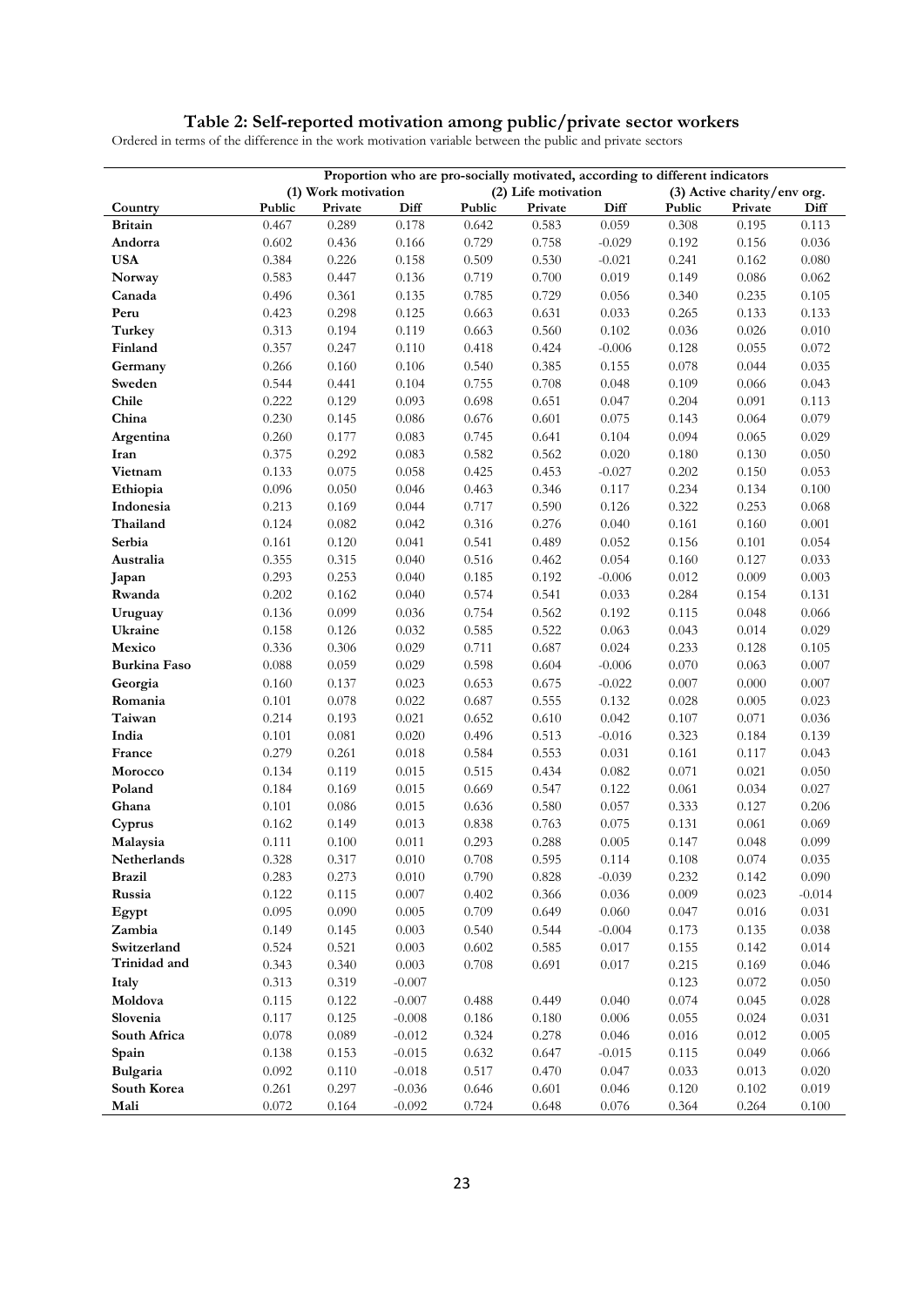## Table 2: Self-reported motivation among public/private sector workers

Ordered in terms of the difference in the work motivation variable between the public and private sectors

| | Proportion who are pro-socially motivated, according to different indicators | | | | | | | | |
|---|---|---|---|---|---|---|---|---|---|
| | (1) Work motivation | | | (2) Life motivation | | | (3) Active charity/env org. | | |
| Country | Public | Private | Diff | Public | Private | Diff | Public | Private | Diff |
| Britain | 0.467 | 0.289 | 0.178 | 0.642 | 0.583 | 0.059 | 0.308 | 0.195 | 0.113 |
| Andorra | 0.602 | 0.436 | 0.166 | 0.729 | 0.758 | -0.029 | 0.192 | 0.156 | 0.036 |
| USA | 0.384 | 0.226 | 0.158 | 0.509 | 0.530 | -0.021 | 0.241 | 0.162 | 0.080 |
| Norway | 0.583 | 0.447 | 0.136 | 0.719 | 0.700 | 0.019 | 0.149 | 0.086 | 0.062 |
| Canada | 0.496 | 0.361 | 0.135 | 0.785 | 0.729 | 0.056 | 0.340 | 0.235 | 0.105 |
| Peru | 0.423 | 0.298 | 0.125 | 0.663 | 0.631 | 0.033 | 0.265 | 0.133 | 0.133 |
| Turkey | 0.313 | 0.194 | 0.119 | 0.663 | 0.560 | 0.102 | 0.036 | 0.026 | 0.010 |
| Finland | 0.357 | 0.247 | 0.110 | 0.418 | 0.424 | -0.006 | 0.128 | 0.055 | 0.072 |
| Germany | 0.266 | 0.160 | 0.106 | 0.540 | 0.385 | 0.155 | 0.078 | 0.044 | 0.035 |
| Sweden | 0.544 | 0.441 | 0.104 | 0.755 | 0.708 | 0.048 | 0.109 | 0.066 | 0.043 |
| Chile | 0.222 | 0.129 | 0.093 | 0.698 | 0.651 | 0.047 | 0.204 | 0.091 | 0.113 |
| China | 0.230 | 0.145 | 0.086 | 0.676 | 0.601 | 0.075 | 0.143 | 0.064 | 0.079 |
| Argentina | 0.260 | 0.177 | 0.083 | 0.745 | 0.641 | 0.104 | 0.094 | 0.065 | 0.029 |
| Iran | 0.375 | 0.292 | 0.083 | 0.582 | 0.562 | 0.020 | 0.180 | 0.130 | 0.050 |
| Vietnam | 0.133 | 0.075 | 0.058 | 0.425 | 0.453 | -0.027 | 0.202 | 0.150 | 0.053 |
| Ethiopia | 0.096 | 0.050 | 0.046 | 0.463 | 0.346 | 0.117 | 0.234 | 0.134 | 0.100 |
| Indonesia | 0.213 | 0.169 | 0.044 | 0.717 | 0.590 | 0.126 | 0.322 | 0.253 | 0.068 |
| Thailand | 0.124 | 0.082 | 0.042 | 0.316 | 0.276 | 0.040 | 0.161 | 0.160 | 0.001 |
| Serbia | 0.161 | 0.120 | 0.041 | 0.541 | 0.489 | 0.052 | 0.156 | 0.101 | 0.054 |
| Australia | 0.355 | 0.315 | 0.040 | 0.516 | 0.462 | 0.054 | 0.160 | 0.127 | 0.033 |
| Japan | 0.293 | 0.253 | 0.040 | 0.185 | 0.192 | -0.006 | 0.012 | 0.009 | 0.003 |
| Rwanda | 0.202 | 0.162 | 0.040 | 0.574 | 0.541 | 0.033 | 0.284 | 0.154 | 0.131 |
| Uruguay | 0.136 | 0.099 | 0.036 | 0.754 | 0.562 | 0.192 | 0.115 | 0.048 | 0.066 |
| Ukraine | 0.158 | 0.126 | 0.032 | 0.585 | 0.522 | 0.063 | 0.043 | 0.014 | 0.029 |
| Mexico | 0.336 | 0.306 | 0.029 | 0.711 | 0.687 | 0.024 | 0.233 | 0.128 | 0.105 |
| Burkina Faso | 0.088 | 0.059 | 0.029 | 0.598 | 0.604 | -0.006 | 0.070 | 0.063 | 0.007 |
| Georgia | 0.160 | 0.137 | 0.023 | 0.653 | 0.675 | -0.022 | 0.007 | 0.000 | 0.007 |
| Romania | 0.101 | 0.078 | 0.022 | 0.687 | 0.555 | 0.132 | 0.028 | 0.005 | 0.023 |
| Taiwan | 0.214 | 0.193 | 0.021 | 0.652 | 0.610 | 0.042 | 0.107 | 0.071 | 0.036 |
| India | 0.101 | 0.081 | 0.020 | 0.496 | 0.513 | -0.016 | 0.323 | 0.184 | 0.139 |
| France | 0.279 | 0.261 | 0.018 | 0.584 | 0.553 | 0.031 | 0.161 | 0.117 | 0.043 |
| Morocco | 0.134 | 0.119 | 0.015 | 0.515 | 0.434 | 0.082 | 0.071 | 0.021 | 0.050 |
| Poland | 0.184 | 0.169 | 0.015 | 0.669 | 0.547 | 0.122 | 0.061 | 0.034 | 0.027 |
| Ghana | 0.101 | 0.086 | 0.015 | 0.636 | 0.580 | 0.057 | 0.333 | 0.127 | 0.206 |
| Cyprus | 0.162 | 0.149 | 0.013 | 0.838 | 0.763 | 0.075 | 0.131 | 0.061 | 0.069 |
| Malaysia | 0.111 | 0.100 | 0.011 | 0.293 | 0.288 | 0.005 | 0.147 | 0.048 | 0.099 |
| Netherlands | 0.328 | 0.317 | 0.010 | 0.708 | 0.595 | 0.114 | 0.108 | 0.074 | 0.035 |
| Brazil | 0.283 | 0.273 | 0.010 | 0.790 | 0.828 | -0.039 | 0.232 | 0.142 | 0.090 |
| Russia | 0.122 | 0.115 | 0.007 | 0.402 | 0.366 | 0.036 | 0.009 | 0.023 | -0.014 |
| Egypt | 0.095 | 0.090 | 0.005 | 0.709 | 0.649 | 0.060 | 0.047 | 0.016 | 0.031 |
| Zambia | 0.149 | 0.145 | 0.003 | 0.540 | 0.544 | -0.004 | 0.173 | 0.135 | 0.038 |
| Switzerland | 0.524 | 0.521 | 0.003 | 0.602 | 0.585 | 0.017 | 0.155 | 0.142 | 0.014 |
| Trinidad and | 0.343 | 0.340 | 0.003 | 0.708 | 0.691 | 0.017 | 0.215 | 0.169 | 0.046 |
| Italy | 0.313 | 0.319 | -0.007 | | | | 0.123 | 0.072 | 0.050 |
| Moldova | 0.115 | 0.122 | -0.007 | 0.488 | 0.449 | 0.040 | 0.074 | 0.045 | 0.028 |
| Slovenia | 0.117 | 0.125 | -0.008 | 0.186 | 0.180 | 0.006 | 0.055 | 0.024 | 0.031 |
| South Africa | 0.078 | 0.089 | -0.012 | 0.324 | 0.278 | 0.046 | 0.016 | 0.012 | 0.005 |
| Spain | 0.138 | 0.153 | -0.015 | 0.632 | 0.647 | -0.015 | 0.115 | 0.049 | 0.066 |
| Bulgaria | 0.092 | 0.110 | -0.018 | 0.517 | 0.470 | 0.047 | 0.033 | 0.013 | 0.020 |
| South Korea | 0.261 | 0.297 | -0.036 | 0.646 | 0.601 | 0.046 | 0.120 | 0.102 | 0.019 |
| Mali | 0.072 | 0.164 | -0.092 | 0.724 | 0.648 | 0.076 | 0.364 | 0.264 | 0.100 |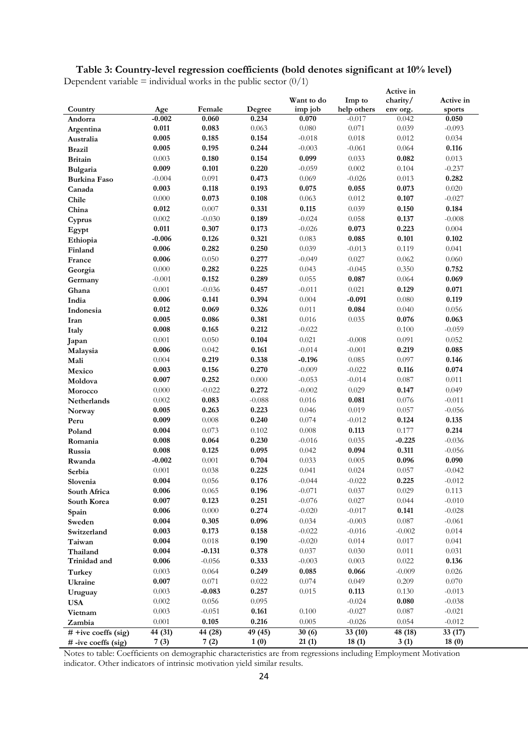**Table 3: Country-level regression coefficients (bold denotes significant at 10% level)**

Dependent variable = individual works in the public sector (0/1)

| Country | Age | Female | Degree | Want to do imp job | Imp to help others | Active in charity/ env org. | Active in sports |
|---|---|---|---|---|---|---|---|
| Andorra | **-0.002** | **0.060** | **0.234** | **0.070** | -0.017 | 0.042 | **0.050** |
| Argentina | **0.011** | **0.083** | 0.063 | 0.080 | 0.071 | 0.039 | -0.093 |
| Australia | **0.005** | **0.185** | **0.154** | -0.018 | 0.018 | 0.012 | 0.034 |
| Brazil | **0.005** | **0.195** | **0.244** | -0.003 | -0.061 | 0.064 | **0.116** |
| Britain | 0.003 | **0.180** | **0.154** | **0.099** | 0.033 | **0.082** | 0.013 |
| Bulgaria | **0.009** | **0.101** | **0.220** | -0.059 | 0.002 | 0.104 | -0.237 |
| Burkina Faso | -0.004 | 0.091 | **0.473** | 0.069 | -0.026 | 0.013 | **0.282** |
| Canada | **0.003** | **0.118** | **0.193** | **0.075** | **0.055** | **0.073** | 0.020 |
| Chile | 0.000 | **0.073** | **0.108** | 0.063 | 0.012 | **0.107** | -0.027 |
| China | **0.012** | 0.007 | **0.331** | **0.115** | 0.039 | **0.150** | **0.184** |
| Cyprus | 0.002 | -0.030 | **0.189** | -0.024 | 0.058 | **0.137** | -0.008 |
| Egypt | **0.011** | **0.307** | **0.173** | -0.026 | **0.073** | **0.223** | 0.004 |
| Ethiopia | **-0.006** | **0.126** | **0.321** | 0.083 | **0.085** | **0.101** | **0.102** |
| Finland | **0.006** | **0.282** | **0.250** | 0.039 | -0.013 | 0.119 | 0.041 |
| France | **0.006** | 0.050 | **0.277** | -0.049 | 0.027 | 0.062 | 0.060 |
| Georgia | 0.000 | **0.282** | **0.225** | 0.043 | -0.045 | 0.350 | **0.752** |
| Germany | -0.001 | **0.152** | **0.289** | 0.055 | **0.087** | 0.064 | **0.069** |
| Ghana | 0.001 | -0.036 | **0.457** | -0.011 | 0.021 | **0.129** | **0.071** |
| India | **0.006** | **0.141** | **0.394** | 0.004 | **-0.091** | 0.080 | **0.119** |
| Indonesia | **0.012** | **0.069** | **0.326** | 0.011 | **0.084** | 0.040 | 0.056 |
| Iran | **0.005** | **0.086** | **0.381** | 0.016 | 0.035 | **0.076** | **0.063** |
| Italy | **0.008** | **0.165** | **0.212** | -0.022 | | 0.100 | -0.059 |
| Japan | 0.001 | 0.050 | **0.104** | 0.021 | -0.008 | 0.091 | 0.052 |
| Malaysia | **0.006** | 0.042 | **0.161** | -0.014 | -0.001 | **0.219** | **0.085** |
| Mali | 0.004 | **0.219** | **0.338** | **-0.196** | 0.085 | 0.097 | **0.146** |
| Mexico | **0.003** | **0.156** | **0.270** | -0.009 | -0.022 | **0.116** | **0.074** |
| Moldova | **0.007** | **0.252** | 0.000 | -0.053 | -0.014 | 0.087 | 0.011 |
| Morocco | 0.000 | -0.022 | **0.272** | -0.002 | 0.029 | **0.147** | 0.049 |
| Netherlands | 0.002 | **0.083** | -0.088 | 0.016 | **0.081** | 0.076 | -0.011 |
| Norway | **0.005** | **0.263** | **0.223** | 0.046 | 0.019 | 0.057 | -0.056 |
| Peru | **0.009** | 0.008 | **0.240** | 0.074 | -0.012 | **0.124** | **0.135** |
| Poland | **0.004** | 0.073 | 0.102 | 0.008 | **0.113** | 0.177 | **0.214** |
| Romania | **0.008** | **0.064** | **0.230** | -0.016 | 0.035 | **-0.225** | -0.036 |
| Russia | **0.008** | **0.125** | **0.095** | 0.042 | **0.094** | **0.311** | -0.056 |
| Rwanda | **-0.002** | 0.001 | **0.704** | 0.033 | 0.005 | **0.096** | **0.090** |
| Serbia | 0.001 | 0.038 | **0.225** | 0.041 | 0.024 | 0.057 | -0.042 |
| Slovenia | **0.004** | 0.056 | **0.176** | -0.044 | -0.022 | **0.225** | -0.012 |
| South Africa | **0.006** | 0.065 | **0.196** | -0.071 | 0.037 | 0.029 | 0.113 |
| South Korea | **0.007** | **0.123** | **0.251** | -0.076 | 0.027 | 0.044 | -0.010 |
| Spain | **0.006** | 0.000 | **0.274** | -0.020 | -0.017 | **0.141** | -0.028 |
| Sweden | **0.004** | **0.305** | **0.096** | 0.034 | -0.003 | 0.087 | -0.061 |
| Switzerland | **0.003** | **0.173** | **0.158** | -0.022 | -0.016 | -0.002 | 0.014 |
| Taiwan | **0.004** | 0.018 | **0.190** | -0.020 | 0.014 | 0.017 | 0.041 |
| Thailand | **0.004** | **-0.131** | **0.378** | 0.037 | 0.030 | 0.011 | 0.031 |
| Trinidad and | **0.006** | -0.056 | **0.333** | -0.003 | 0.003 | 0.022 | **0.136** |
| Turkey | 0.003 | 0.064 | **0.249** | **0.085** | **0.066** | -0.009 | 0.026 |
| Ukraine | **0.007** | 0.071 | 0.022 | 0.074 | 0.049 | 0.209 | 0.070 |
| Uruguay | 0.003 | **-0.083** | **0.257** | 0.015 | **0.113** | 0.130 | -0.013 |
| USA | 0.002 | 0.056 | 0.095 | | -0.024 | **0.080** | -0.038 |
| Vietnam | 0.003 | -0.051 | **0.161** | 0.100 | -0.027 | 0.087 | -0.021 |
| Zambia | 0.001 | **0.105** | **0.216** | 0.005 | -0.026 | 0.054 | -0.012 |
| # +ive coeffs (sig) | 44 (31) | 44 (28) | 49 (45) | 30 (6) | 33 (10) | 48 (18) | 33 (17) |
| # -ive coeffs (sig) | 7 (3) | 7 (2) | 1 (0) | 21 (1) | 18 (1) | 3 (1) | 18 (0) |

Notes to table: Coefficients on demographic characteristics are from regressions including Employment Motivation indicator. Other indicators of intrinsic motivation yield similar results.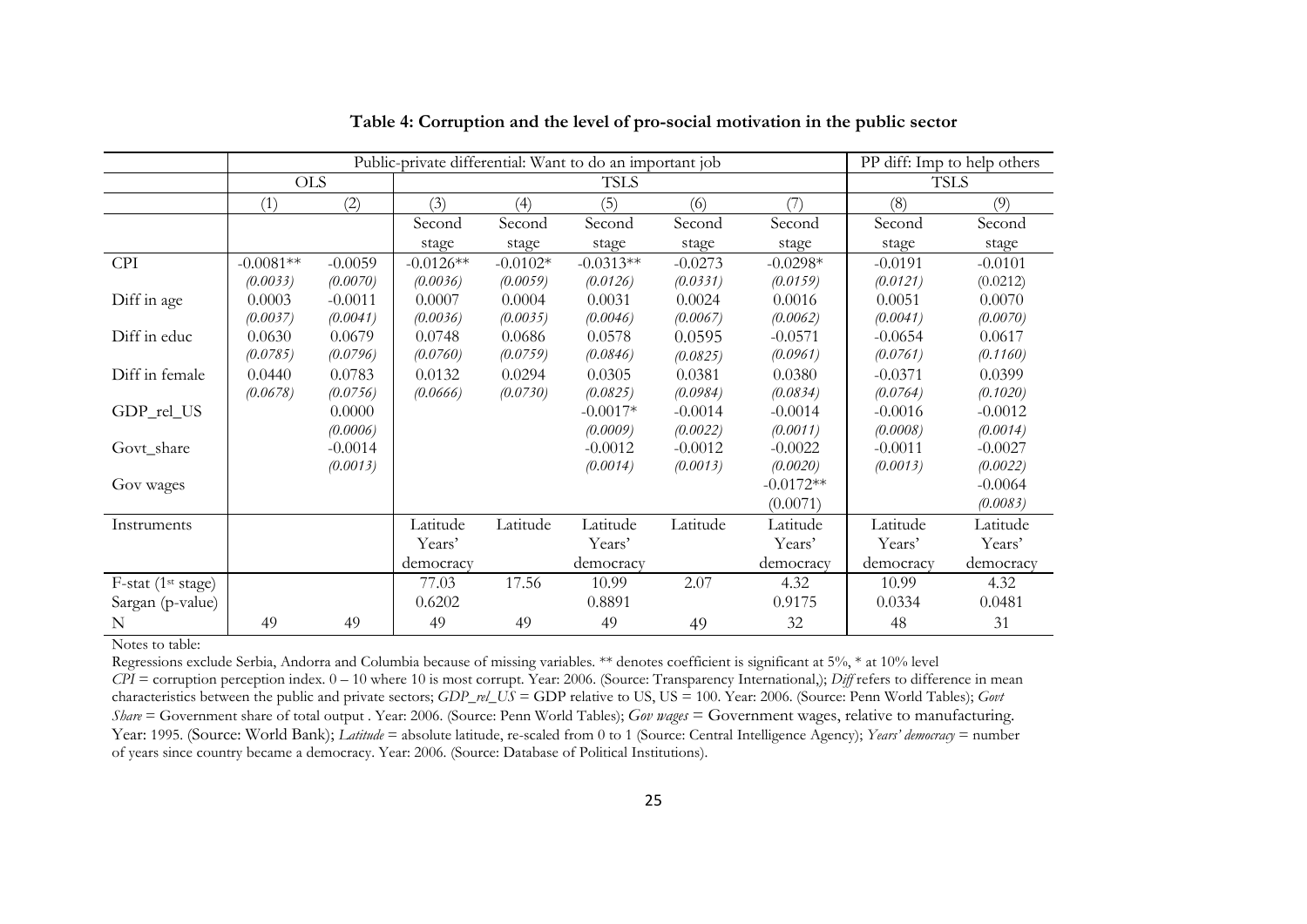**Table 4: Corruption and the level of pro-social motivation in the public sector**

| | Public-private differential: Want to do an important job | | | | | | | PP diff: Imp to help others | |
|---|---|---|---|---|---|---|---|---|---|
| | OLS | | TSLS | | | | | TSLS | |
| | (1) | (2) | (3) | (4) | (5) | (6) | (7) | (8) | (9) |
| | | | Second stage | Second stage | Second stage | Second stage | Second stage | Second stage | Second stage |
| CPI | -0.0081** | -0.0059 | -0.0126** | -0.0102* | -0.0313** | -0.0273 | -0.0298* | -0.0191 | -0.0101 |
| | *(0.0033)* | *(0.0070)* | *(0.0036)* | *(0.0059)* | *(0.0126)* | *(0.0331)* | *(0.0159)* | *(0.0121)* | (0.0212) |
| Diff in age | 0.0003 | -0.0011 | 0.0007 | 0.0004 | 0.0031 | 0.0024 | 0.0016 | 0.0051 | 0.0070 |
| | *(0.0037)* | *(0.0041)* | *(0.0036)* | *(0.0035)* | *(0.0046)* | *(0.0067)* | *(0.0062)* | *(0.0041)* | *(0.0070)* |
| Diff in educ | 0.0630 | 0.0679 | 0.0748 | 0.0686 | 0.0578 | 0.0595 | -0.0571 | -0.0654 | 0.0617 |
| | *(0.0785)* | *(0.0796)* | *(0.0760)* | *(0.0759)* | *(0.0846)* | *(0.0825)* | *(0.0961)* | *(0.0761)* | *(0.1160)* |
| Diff in female | 0.0440 | 0.0783 | 0.0132 | 0.0294 | 0.0305 | 0.0381 | 0.0380 | -0.0371 | 0.0399 |
| | *(0.0678)* | *(0.0756)* | *(0.0666)* | *(0.0730)* | *(0.0825)* | *(0.0984)* | *(0.0834)* | *(0.0764)* | *(0.1020)* |
| GDP_rel_US | | 0.0000 | | | -0.0017* | -0.0014 | -0.0014 | -0.0016 | -0.0012 |
| | | *(0.0006)* | | | *(0.0009)* | *(0.0022)* | *(0.0011)* | *(0.0008)* | *(0.0014)* |
| Govt_share | | -0.0014 | | | -0.0012 | -0.0012 | -0.0022 | -0.0011 | -0.0027 |
| | | *(0.0013)* | | | *(0.0014)* | *(0.0013)* | *(0.0020)* | *(0.0013)* | *(0.0022)* |
| Gov wages | | | | | | | -0.0172** | | -0.0064 |
| | | | | | | | (0.0071) | | *(0.0083)* |
| Instruments | | | Latitude Years' democracy | Latitude | Latitude Years' democracy | Latitude | Latitude Years' democracy | Latitude Years' democracy | Latitude Years' democracy |
| F-stat (1st stage) | | | 77.03 | 17.56 | 10.99 | 2.07 | 4.32 | 10.99 | 4.32 |
| Sargan (p-value) | | | 0.6202 | | 0.8891 | | 0.9175 | 0.0334 | 0.0481 |
| N | 49 | 49 | 49 | 49 | 49 | 49 | 32 | 48 | 31 |

Notes to table:

Regressions exclude Serbia, Andorra and Columbia because of missing variables. ** denotes coefficient is significant at 5%, * at 10% level

*CPI* = corruption perception index. 0 – 10 where 10 is most corrupt. Year: 2006. (Source: Transparency International,); *Diff* refers to difference in mean characteristics between the public and private sectors; *GDP_rel_US* = GDP relative to US, US = 100. Year: 2006. (Source: Penn World Tables); *Govt Share* = Government share of total output . Year: 2006. (Source: Penn World Tables); *Gov wages* = Government wages, relative to manufacturing. Year: 1995. (Source: World Bank); *Latitude* = absolute latitude, re-scaled from 0 to 1 (Source: Central Intelligence Agency); *Years' democracy* = number of years since country became a democracy. Year: 2006. (Source: Database of Political Institutions).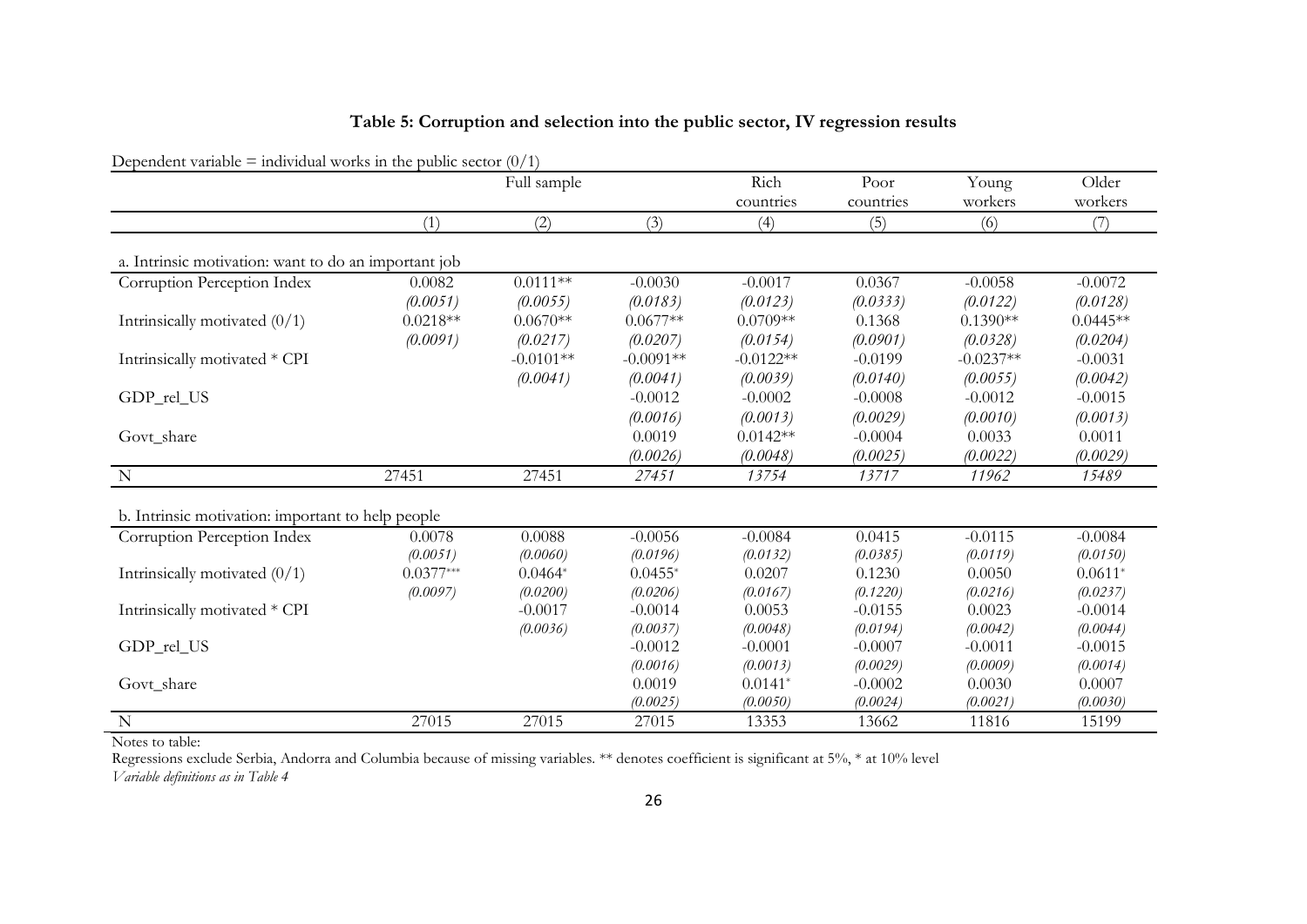**Table 5: Corruption and selection into the public sector, IV regression results**

Dependent variable = individual works in the public sector (0/1)

| | Full sample | | | Rich countries | Poor countries | Young workers | Older workers |
|---|---|---|---|---|---|---|---|
| | (1) | (2) | (3) | (4) | (5) | (6) | (7) |
| a. Intrinsic motivation: want to do an important job | | | | | | | |
| Corruption Perception Index | 0.0082 | 0.0111** | -0.0030 | -0.0017 | 0.0367 | -0.0058 | -0.0072 |
| | *(0.0051)* | *(0.0055)* | *(0.0183)* | *(0.0123)* | *(0.0333)* | *(0.0122)* | *(0.0128)* |
| Intrinsically motivated (0/1) | 0.0218** | 0.0670** | 0.0677** | 0.0709** | 0.1368 | 0.1390** | 0.0445** |
| | *(0.0091)* | *(0.0217)* | *(0.0207)* | *(0.0154)* | *(0.0901)* | *(0.0328)* | *(0.0204)* |
| Intrinsically motivated * CPI | | -0.0101** | -0.0091** | -0.0122** | -0.0199 | -0.0237** | -0.0031 |
| | | *(0.0041)* | *(0.0041)* | *(0.0039)* | *(0.0140)* | *(0.0055)* | *(0.0042)* |
| GDP_rel_US | | | -0.0012 | -0.0002 | -0.0008 | -0.0012 | -0.0015 |
| | | | *(0.0016)* | *(0.0013)* | *(0.0029)* | *(0.0010)* | *(0.0013)* |
| Govt_share | | | 0.0019 | 0.0142** | -0.0004 | 0.0033 | 0.0011 |
| | | | *(0.0026)* | *(0.0048)* | *(0.0025)* | *(0.0022)* | *(0.0029)* |
| N | 27451 | 27451 | *27451* | *13754* | *13717* | *11962* | *15489* |
| b. Intrinsic motivation: important to help people | | | | | | | |
| Corruption Perception Index | 0.0078 | 0.0088 | -0.0056 | -0.0084 | 0.0415 | -0.0115 | -0.0084 |
| | *(0.0051)* | *(0.0060)* | *(0.0196)* | *(0.0132)* | *(0.0385)* | *(0.0119)* | *(0.0150)* |
| Intrinsically motivated (0/1) | 0.0377*** | 0.0464* | 0.0455* | 0.0207 | 0.1230 | 0.0050 | 0.0611* |
| | *(0.0097)* | *(0.0200)* | *(0.0206)* | *(0.0167)* | *(0.1220)* | *(0.0216)* | *(0.0237)* |
| Intrinsically motivated * CPI | | -0.0017 | -0.0014 | 0.0053 | -0.0155 | 0.0023 | -0.0014 |
| | | *(0.0036)* | *(0.0037)* | *(0.0048)* | *(0.0194)* | *(0.0042)* | *(0.0044)* |
| GDP_rel_US | | | -0.0012 | -0.0001 | -0.0007 | -0.0011 | -0.0015 |
| | | | *(0.0016)* | *(0.0013)* | *(0.0029)* | *(0.0009)* | *(0.0014)* |
| Govt_share | | | 0.0019 | 0.0141* | -0.0002 | 0.0030 | 0.0007 |
| | | | *(0.0025)* | *(0.0050)* | *(0.0024)* | *(0.0021)* | *(0.0030)* |
| N | 27015 | 27015 | 27015 | 13353 | 13662 | 11816 | 15199 |

Notes to table:
Regressions exclude Serbia, Andorra and Columbia because of missing variables. ** denotes coefficient is significant at 5%, * at 10% level
*Variable definitions as in Table 4*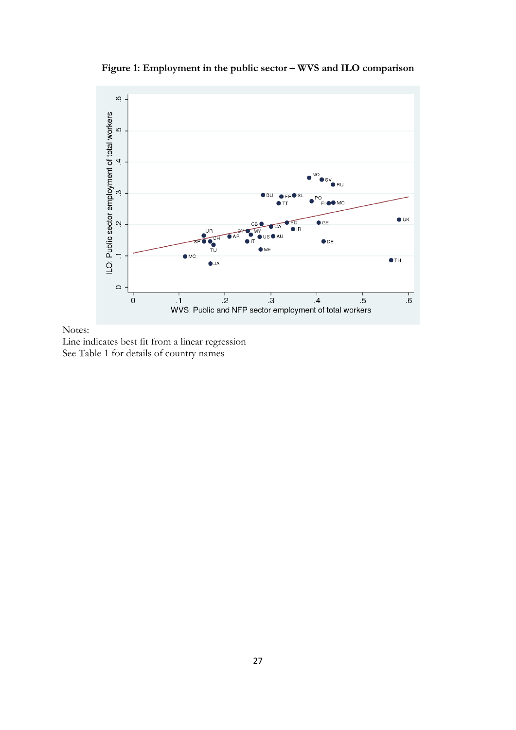**Figure 1: Employment in the public sector – WVS and ILO comparison**

Notes:
Line indicates best fit from a linear regression
See Table 1 for details of country names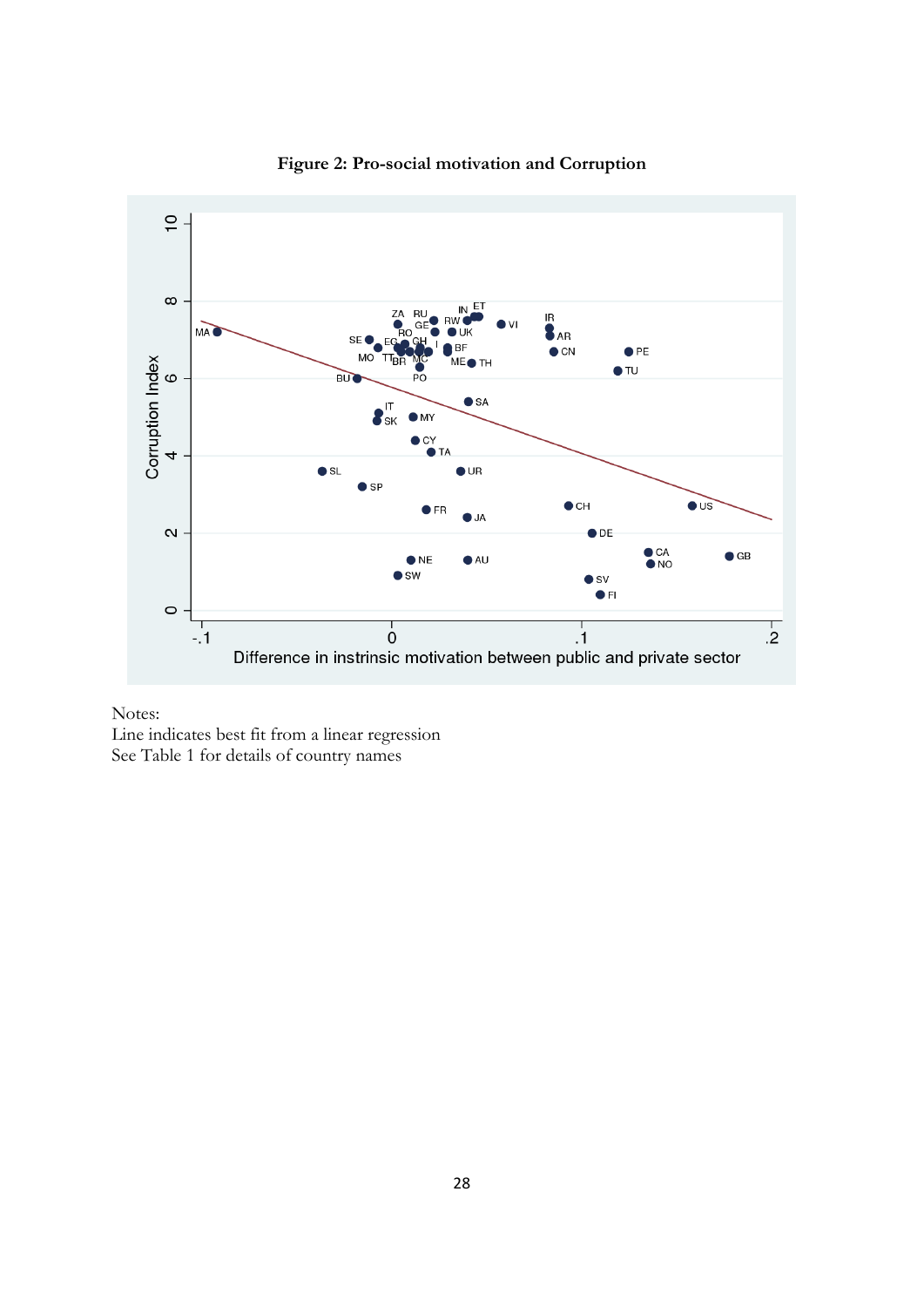**Figure 2: Pro-social motivation and Corruption**

Corruption Index

10
8
6
4
2
0

-.1
0
.1
.2

Difference in instrinsic motivation between public and private sector

MA ZA RU GE RW IN ET VI IR AR CN PE TU SE RO EG CH I UK BF MO TT BR MC ME TH BU PO SA IT SK MY CY TA SL UR SP FR JA CH US DE CA GB NO NE AU SW SV FI

Notes:
Line indicates best fit from a linear regression
See Table 1 for details of country names